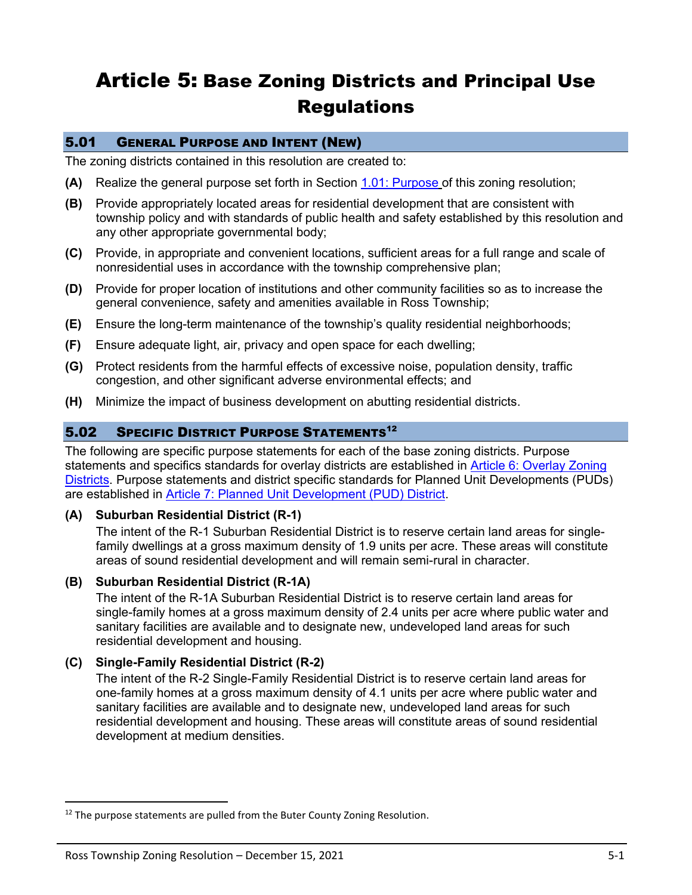# Article 5: Base Zoning Districts and Principal Use Regulations

## 5.01 General Purpose and Intent (New)

The zoning districts contained in this resolution are created to:

**(A)** Realize the general purpose set forth in Section 1.01: Purpose of this zoning resolution;

**(B)** Provide appropriately located areas for residential development that are consistent with township policy and with standards of public health and safety established by this resolution and any other appropriate governmental body;

**(C)** Provide, in appropriate and convenient locations, sufficient areas for a full range and scale of nonresidential uses in accordance with the township comprehensive plan;

**(D)** Provide for proper location of institutions and other community facilities so as to increase the general convenience, safety and amenities available in Ross Township;

**(E)** Ensure the long-term maintenance of the township's quality residential neighborhoods;

**(F)** Ensure adequate light, air, privacy and open space for each dwelling;

**(G)** Protect residents from the harmful effects of excessive noise, population density, traffic congestion, and other significant adverse environmental effects; and

**(H)** Minimize the impact of business development on abutting residential districts.

## 5.02 Specific District Purpose Statements[12]

The following are specific purpose statements for each of the base zoning districts. Purpose statements and specifics standards for overlay districts are established in Article 6: Overlay Zoning Districts. Purpose statements and district specific standards for Planned Unit Developments (PUDs) are established in Article 7: Planned Unit Development (PUD) District.

**(A) Suburban Residential District (R-1)**

The intent of the R-1 Suburban Residential District is to reserve certain land areas for single-family dwellings at a gross maximum density of 1.9 units per acre. These areas will constitute areas of sound residential development and will remain semi-rural in character.

**(B) Suburban Residential District (R-1A)**

The intent of the R-1A Suburban Residential District is to reserve certain land areas for single-family homes at a gross maximum density of 2.4 units per acre where public water and sanitary facilities are available and to designate new, undeveloped land areas for such residential development and housing.

**(C) Single-Family Residential District (R-2)**

The intent of the R-2 Single-Family Residential District is to reserve certain land areas for one-family homes at a gross maximum density of 4.1 units per acre where public water and sanitary facilities are available and to designate new, undeveloped land areas for such residential development and housing. These areas will constitute areas of sound residential development at medium densities.

---

[12] The purpose statements are pulled from the Buter County Zoning Resolution.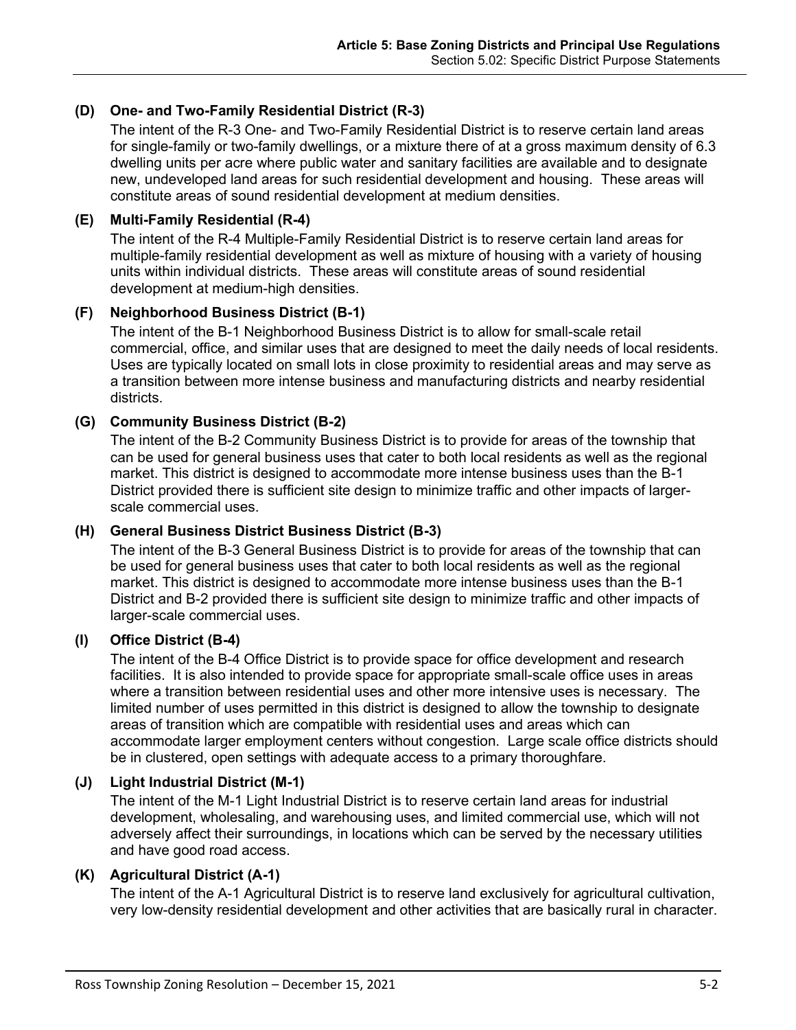### (D) One- and Two-Family Residential District (R-3)

The intent of the R-3 One- and Two-Family Residential District is to reserve certain land areas for single-family or two-family dwellings, or a mixture there of at a gross maximum density of 6.3 dwelling units per acre where public water and sanitary facilities are available and to designate new, undeveloped land areas for such residential development and housing. These areas will constitute areas of sound residential development at medium densities.

### (E) Multi-Family Residential (R-4)

The intent of the R-4 Multiple-Family Residential District is to reserve certain land areas for multiple-family residential development as well as mixture of housing with a variety of housing units within individual districts. These areas will constitute areas of sound residential development at medium-high densities.

### (F) Neighborhood Business District (B-1)

The intent of the B-1 Neighborhood Business District is to allow for small-scale retail commercial, office, and similar uses that are designed to meet the daily needs of local residents. Uses are typically located on small lots in close proximity to residential areas and may serve as a transition between more intense business and manufacturing districts and nearby residential districts.

### (G) Community Business District (B-2)

The intent of the B-2 Community Business District is to provide for areas of the township that can be used for general business uses that cater to both local residents as well as the regional market. This district is designed to accommodate more intense business uses than the B-1 District provided there is sufficient site design to minimize traffic and other impacts of larger-scale commercial uses.

### (H) General Business District Business District (B-3)

The intent of the B-3 General Business District is to provide for areas of the township that can be used for general business uses that cater to both local residents as well as the regional market. This district is designed to accommodate more intense business uses than the B-1 District and B-2 provided there is sufficient site design to minimize traffic and other impacts of larger-scale commercial uses.

### (I) Office District (B-4)

The intent of the B-4 Office District is to provide space for office development and research facilities. It is also intended to provide space for appropriate small-scale office uses in areas where a transition between residential uses and other more intensive uses is necessary. The limited number of uses permitted in this district is designed to allow the township to designate areas of transition which are compatible with residential uses and areas which can accommodate larger employment centers without congestion. Large scale office districts should be in clustered, open settings with adequate access to a primary thoroughfare.

### (J) Light Industrial District (M-1)

The intent of the M-1 Light Industrial District is to reserve certain land areas for industrial development, wholesaling, and warehousing uses, and limited commercial use, which will not adversely affect their surroundings, in locations which can be served by the necessary utilities and have good road access.

### (K) Agricultural District (A-1)

The intent of the A-1 Agricultural District is to reserve land exclusively for agricultural cultivation, very low-density residential development and other activities that are basically rural in character.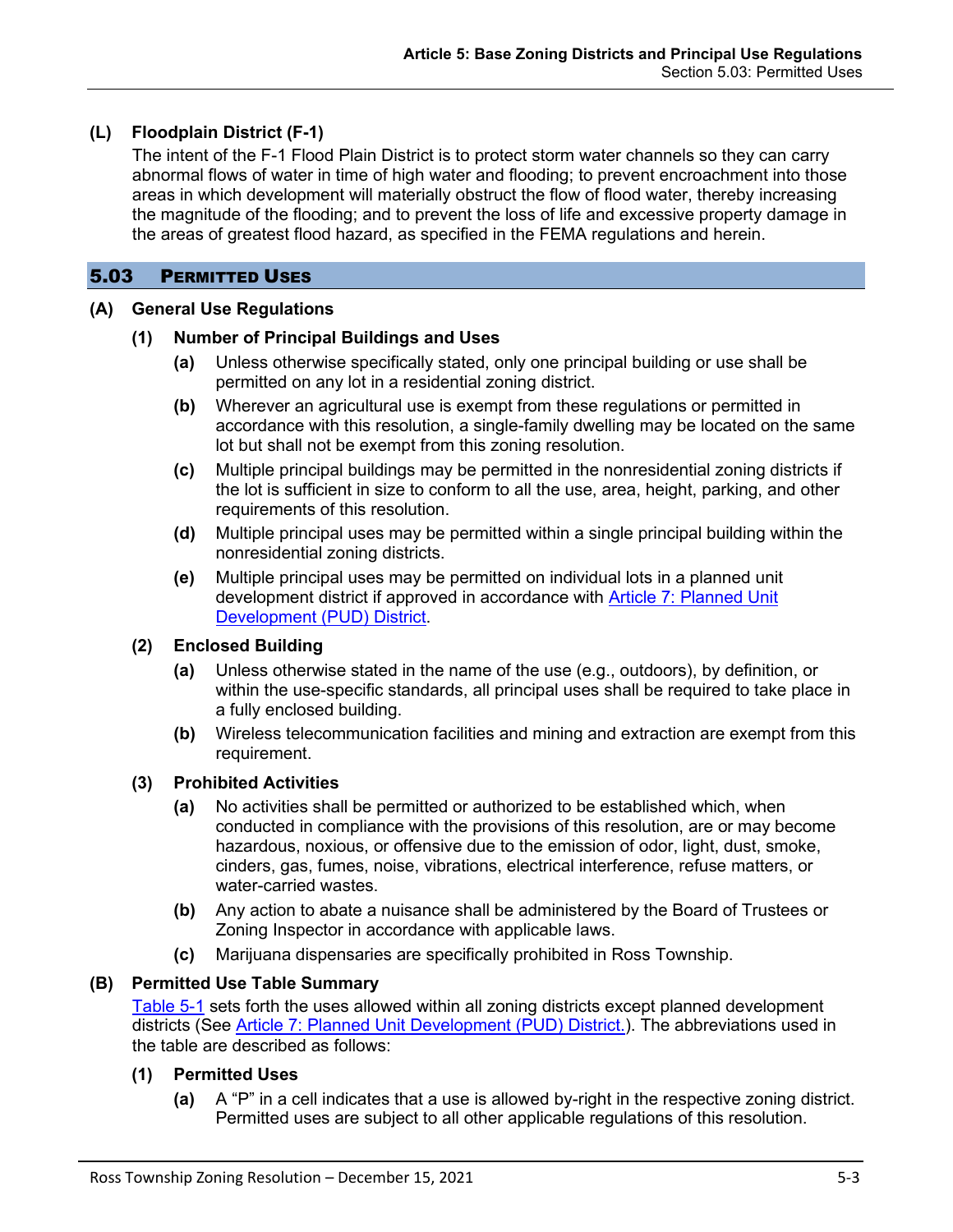### (L) Floodplain District (F-1)

The intent of the F-1 Flood Plain District is to protect storm water channels so they can carry abnormal flows of water in time of high water and flooding; to prevent encroachment into those areas in which development will materially obstruct the flow of flood water, thereby increasing the magnitude of the flooding; and to prevent the loss of life and excessive property damage in the areas of greatest flood hazard, as specified in the FEMA regulations and herein.

## 5.03 Permitted Uses

### (A) General Use Regulations

#### (1) Number of Principal Buildings and Uses

**(a)** Unless otherwise specifically stated, only one principal building or use shall be permitted on any lot in a residential zoning district.

**(b)** Wherever an agricultural use is exempt from these regulations or permitted in accordance with this resolution, a single-family dwelling may be located on the same lot but shall not be exempt from this zoning resolution.

**(c)** Multiple principal buildings may be permitted in the nonresidential zoning districts if the lot is sufficient in size to conform to all the use, area, height, parking, and other requirements of this resolution.

**(d)** Multiple principal uses may be permitted within a single principal building within the nonresidential zoning districts.

**(e)** Multiple principal uses may be permitted on individual lots in a planned unit development district if approved in accordance with Article 7: Planned Unit Development (PUD) District.

#### (2) Enclosed Building

**(a)** Unless otherwise stated in the name of the use (e.g., outdoors), by definition, or within the use-specific standards, all principal uses shall be required to take place in a fully enclosed building.

**(b)** Wireless telecommunication facilities and mining and extraction are exempt from this requirement.

#### (3) Prohibited Activities

**(a)** No activities shall be permitted or authorized to be established which, when conducted in compliance with the provisions of this resolution, are or may become hazardous, noxious, or offensive due to the emission of odor, light, dust, smoke, cinders, gas, fumes, noise, vibrations, electrical interference, refuse matters, or water-carried wastes.

**(b)** Any action to abate a nuisance shall be administered by the Board of Trustees or Zoning Inspector in accordance with applicable laws.

**(c)** Marijuana dispensaries are specifically prohibited in Ross Township.

### (B) Permitted Use Table Summary

Table 5-1 sets forth the uses allowed within all zoning districts except planned development districts (See Article 7: Planned Unit Development (PUD) District.). The abbreviations used in the table are described as follows:

#### (1) Permitted Uses

**(a)** A "P" in a cell indicates that a use is allowed by-right in the respective zoning district. Permitted uses are subject to all other applicable regulations of this resolution.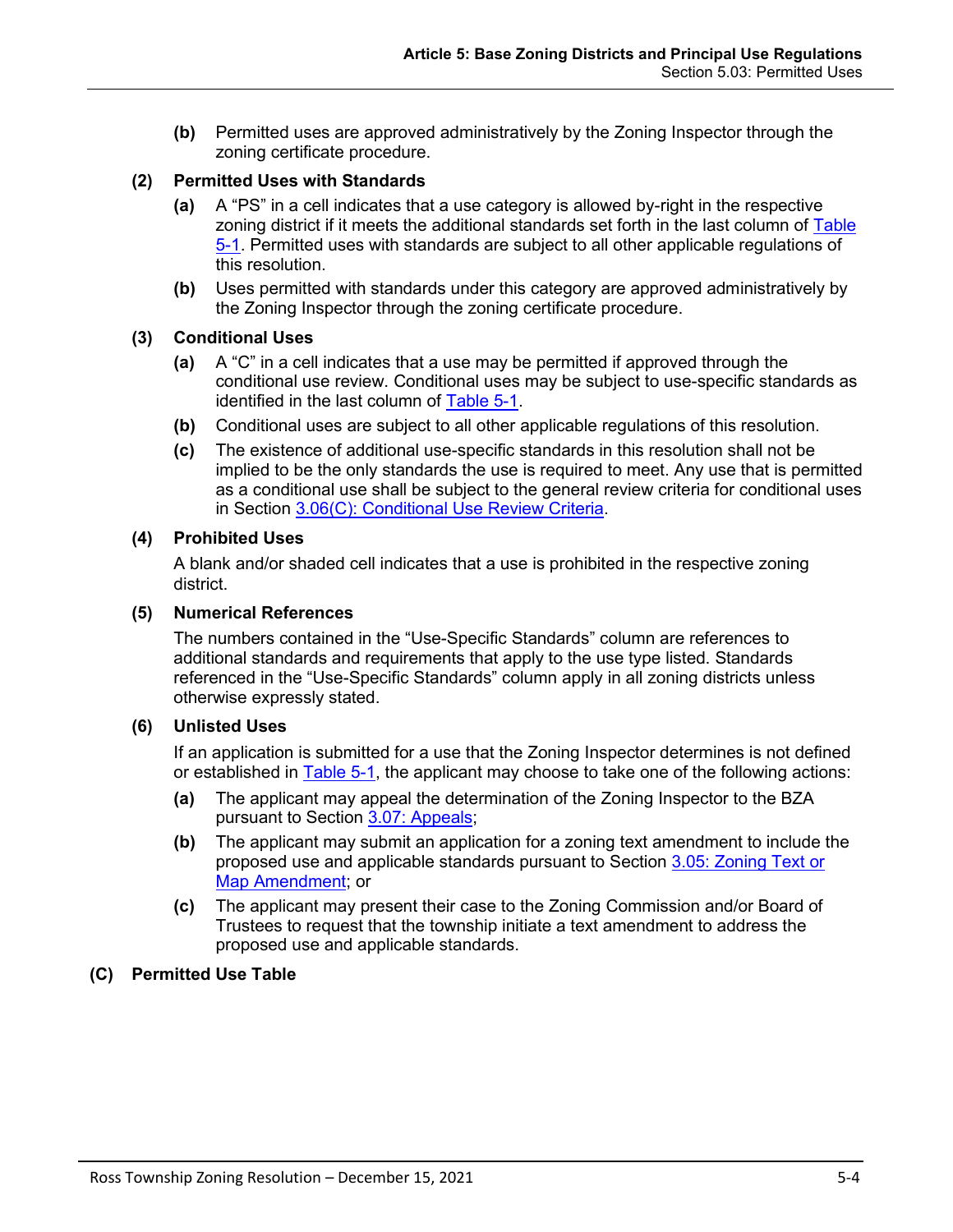**(b)** Permitted uses are approved administratively by the Zoning Inspector through the zoning certificate procedure.

**(2) Permitted Uses with Standards**

**(a)** A "PS" in a cell indicates that a use category is allowed by-right in the respective zoning district if it meets the additional standards set forth in the last column of Table 5-1. Permitted uses with standards are subject to all other applicable regulations of this resolution.

**(b)** Uses permitted with standards under this category are approved administratively by the Zoning Inspector through the zoning certificate procedure.

**(3) Conditional Uses**

**(a)** A "C" in a cell indicates that a use may be permitted if approved through the conditional use review. Conditional uses may be subject to use-specific standards as identified in the last column of Table 5-1.

**(b)** Conditional uses are subject to all other applicable regulations of this resolution.

**(c)** The existence of additional use-specific standards in this resolution shall not be implied to be the only standards the use is required to meet. Any use that is permitted as a conditional use shall be subject to the general review criteria for conditional uses in Section 3.06(C): Conditional Use Review Criteria.

**(4) Prohibited Uses**

A blank and/or shaded cell indicates that a use is prohibited in the respective zoning district.

**(5) Numerical References**

The numbers contained in the "Use-Specific Standards" column are references to additional standards and requirements that apply to the use type listed. Standards referenced in the "Use-Specific Standards" column apply in all zoning districts unless otherwise expressly stated.

**(6) Unlisted Uses**

If an application is submitted for a use that the Zoning Inspector determines is not defined or established in Table 5-1, the applicant may choose to take one of the following actions:

**(a)** The applicant may appeal the determination of the Zoning Inspector to the BZA pursuant to Section 3.07: Appeals;

**(b)** The applicant may submit an application for a zoning text amendment to include the proposed use and applicable standards pursuant to Section 3.05: Zoning Text or Map Amendment; or

**(c)** The applicant may present their case to the Zoning Commission and/or Board of Trustees to request that the township initiate a text amendment to address the proposed use and applicable standards.

## (C) Permitted Use Table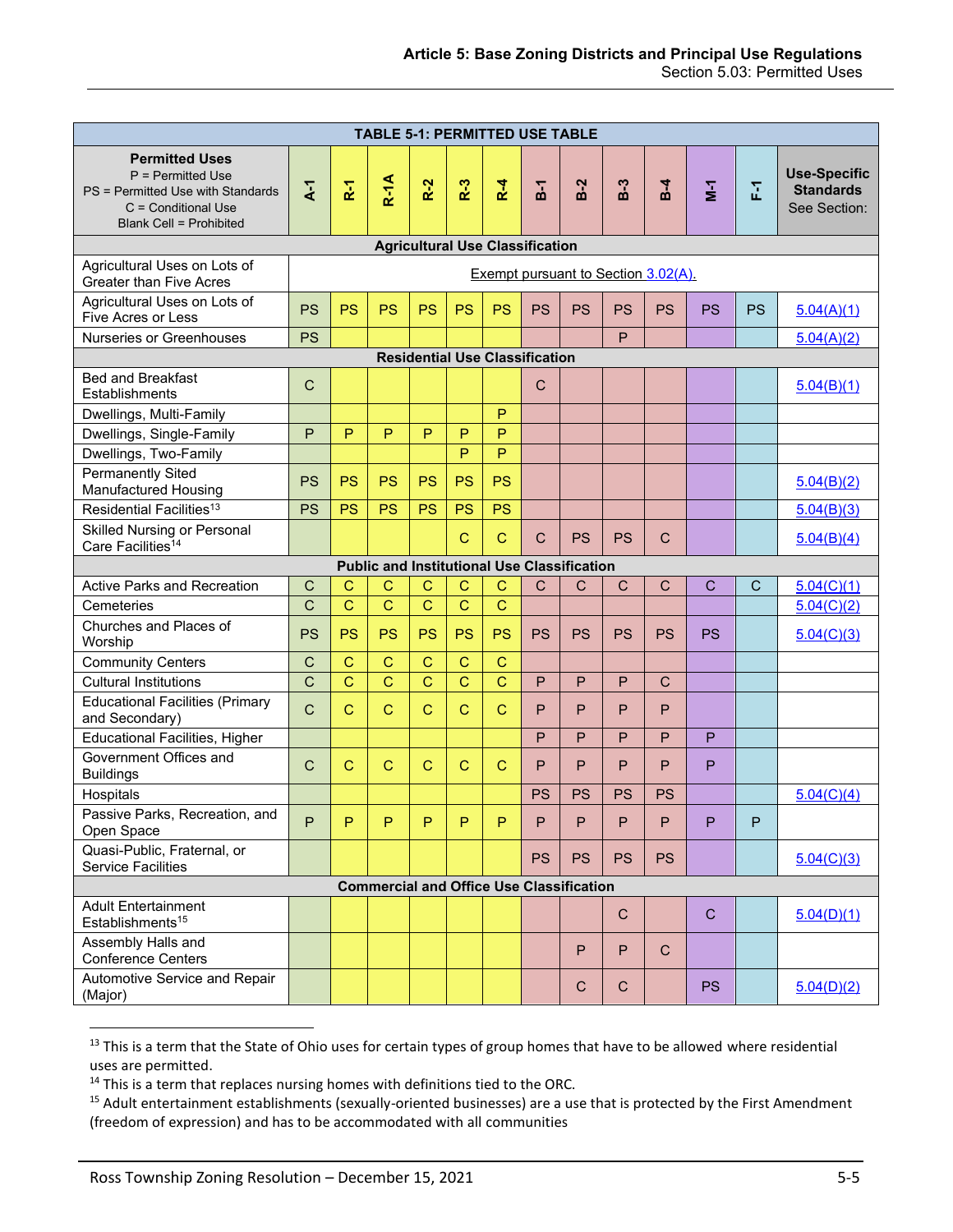| TABLE 5-1: PERMITTED USE TABLE | | | | | | | | | | | | | |
|---|---|---|---|---|---|---|---|---|---|---|---|---|---|
| **Permitted Uses**<br>P = Permitted Use<br>PS = Permitted Use with Standards<br>C = Conditional Use<br>Blank Cell = Prohibited | A-1 | R-1 | R-1A | R-2 | R-3 | R-4 | B-1 | B-2 | B-3 | B-4 | M-1 | F-1 | **Use-Specific Standards** See Section: |
| **Agricultural Use Classification** | | | | | | | | | | | | | |
| Agricultural Uses on Lots of Greater than Five Acres | Exempt pursuant to Section 3.02(A). | | | | | | | | | | | | |
| Agricultural Uses on Lots of Five Acres or Less | PS | PS | PS | PS | PS | PS | PS | PS | PS | PS | PS | PS | 5.04(A)(1) |
| Nurseries or Greenhouses | PS | | | | | | | | P | | | | 5.04(A)(2) |
| **Residential Use Classification** | | | | | | | | | | | | | |
| Bed and Breakfast Establishments | C | | | | | | C | | | | | | 5.04(B)(1) |
| Dwellings, Multi-Family | | | | | | P | | | | | | | |
| Dwellings, Single-Family | P | P | P | P | P | P | | | | | | | |
| Dwellings, Two-Family | | | | | P | P | | | | | | | |
| Permanently Sited Manufactured Housing | PS | PS | PS | PS | PS | PS | | | | | | | 5.04(B)(2) |
| Residential Facilities[13] | PS | PS | PS | PS | PS | PS | | | | | | | 5.04(B)(3) |
| Skilled Nursing or Personal Care Facilities[14] | | | | | C | C | C | PS | PS | C | | | 5.04(B)(4) |
| **Public and Institutional Use Classification** | | | | | | | | | | | | | |
| Active Parks and Recreation | C | C | C | C | C | C | C | C | C | C | C | C | 5.04(C)(1) |
| Cemeteries | C | C | C | C | C | C | | | | | | | 5.04(C)(2) |
| Churches and Places of Worship | PS | PS | PS | PS | PS | PS | PS | PS | PS | PS | PS | | 5.04(C)(3) |
| Community Centers | C | C | C | C | C | C | | | | | | | |
| Cultural Institutions | C | C | C | C | C | C | P | P | P | C | | | |
| Educational Facilities (Primary and Secondary) | C | C | C | C | C | C | P | P | P | P | | | |
| Educational Facilities, Higher | | | | | | | P | P | P | P | P | | |
| Government Offices and Buildings | C | C | C | C | C | C | P | P | P | P | P | | |
| Hospitals | | | | | | | PS | PS | PS | PS | | | 5.04(C)(4) |
| Passive Parks, Recreation, and Open Space | P | P | P | P | P | P | P | P | P | P | P | P | |
| Quasi-Public, Fraternal, or Service Facilities | | | | | | | PS | PS | PS | PS | | | 5.04(C)(3) |
| **Commercial and Office Use Classification** | | | | | | | | | | | | | |
| Adult Entertainment Establishments[15] | | | | | | | | | C | | C | | 5.04(D)(1) |
| Assembly Halls and Conference Centers | | | | | | | | P | P | C | | | |
| Automotive Service and Repair (Major) | | | | | | | | C | C | | PS | | 5.04(D)(2) |

[13] This is a term that the State of Ohio uses for certain types of group homes that have to be allowed where residential uses are permitted.

[14] This is a term that replaces nursing homes with definitions tied to the ORC.

[15] Adult entertainment establishments (sexually-oriented businesses) are a use that is protected by the First Amendment (freedom of expression) and has to be accommodated with all communities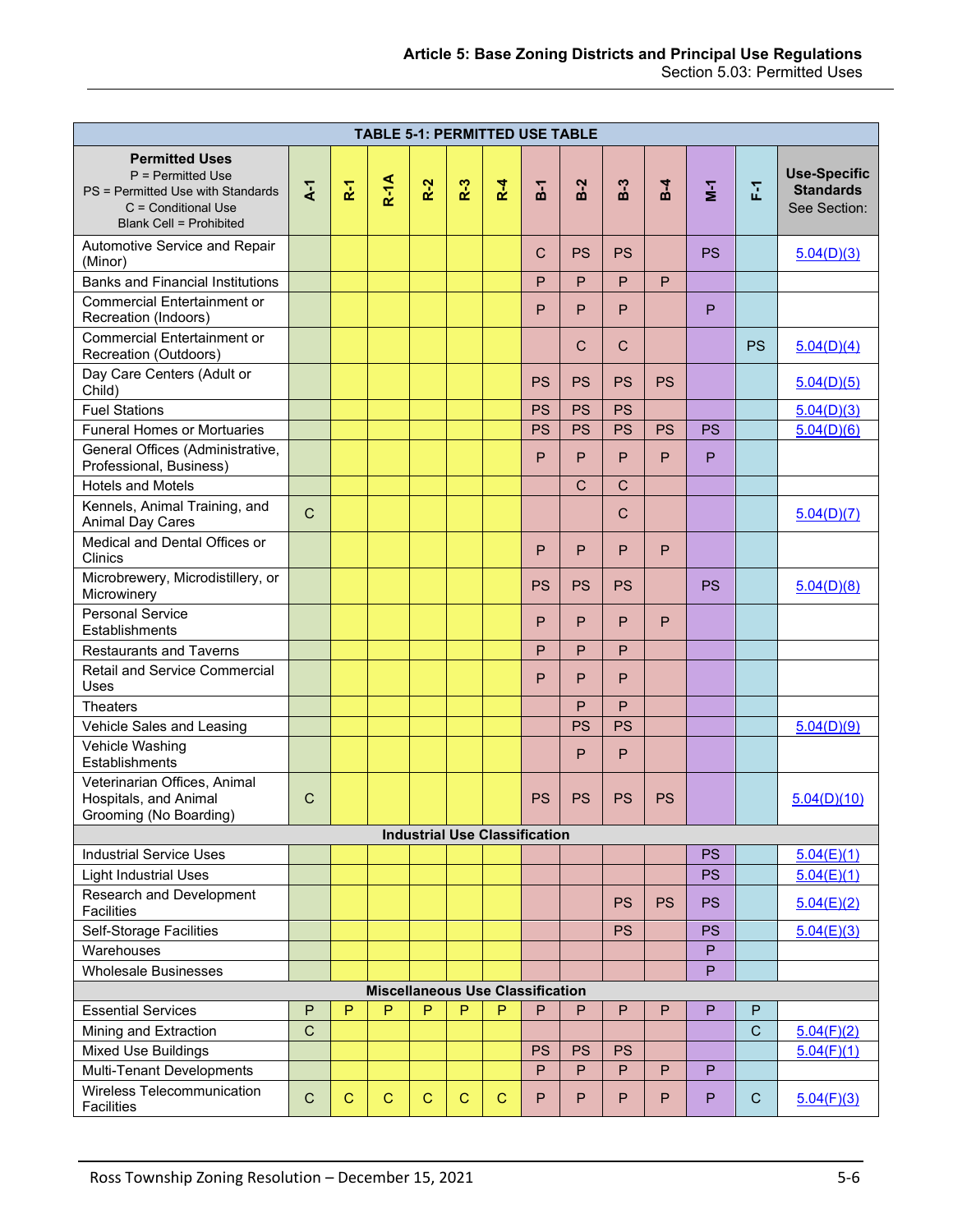| TABLE 5-1: PERMITTED USE TABLE | | | | | | | | | | | | | |
|---|---|---|---|---|---|---|---|---|---|---|---|---|---|
| **Permitted Uses**<br>P = Permitted Use<br>PS = Permitted Use with Standards<br>C = Conditional Use<br>Blank Cell = Prohibited | **A-1** | **R-1** | **R-1A** | **R-2** | **R-3** | **R-4** | **B-1** | **B-2** | **B-3** | **B-4** | **M-1** | **F-1** | **Use-Specific Standards** See Section: |
| Automotive Service and Repair (Minor) | | | | | | | C | PS | PS | | PS | | 5.04(D)(3) |
| Banks and Financial Institutions | | | | | | | P | P | P | P | | | |
| Commercial Entertainment or Recreation (Indoors) | | | | | | | P | P | P | | P | | |
| Commercial Entertainment or Recreation (Outdoors) | | | | | | | | C | C | | | PS | 5.04(D)(4) |
| Day Care Centers (Adult or Child) | | | | | | | PS | PS | PS | PS | | | 5.04(D)(5) |
| Fuel Stations | | | | | | | PS | PS | PS | | | | 5.04(D)(3) |
| Funeral Homes or Mortuaries | | | | | | | PS | PS | PS | PS | PS | | 5.04(D)(6) |
| General Offices (Administrative, Professional, Business) | | | | | | | P | P | P | P | P | | |
| Hotels and Motels | | | | | | | | C | C | | | | |
| Kennels, Animal Training, and Animal Day Cares | C | | | | | | | | C | | | | 5.04(D)(7) |
| Medical and Dental Offices or Clinics | | | | | | | P | P | P | P | | | |
| Microbrewery, Microdistillery, or Microwinery | | | | | | | PS | PS | PS | | PS | | 5.04(D)(8) |
| Personal Service Establishments | | | | | | | P | P | P | P | | | |
| Restaurants and Taverns | | | | | | | P | P | P | | | | |
| Retail and Service Commercial Uses | | | | | | | P | P | P | | | | |
| Theaters | | | | | | | | P | P | | | | |
| Vehicle Sales and Leasing | | | | | | | | PS | PS | | | | 5.04(D)(9) |
| Vehicle Washing Establishments | | | | | | | | P | P | | | | |
| Veterinarian Offices, Animal Hospitals, and Animal Grooming (No Boarding) | C | | | | | | PS | PS | PS | PS | | | 5.04(D)(10) |
| **Industrial Use Classification** | | | | | | | | | | | | | |
| Industrial Service Uses | | | | | | | | | | | PS | | 5.04(E)(1) |
| Light Industrial Uses | | | | | | | | | | | PS | | 5.04(E)(1) |
| Research and Development Facilities | | | | | | | | | PS | PS | PS | | 5.04(E)(2) |
| Self-Storage Facilities | | | | | | | | | PS | | PS | | 5.04(E)(3) |
| Warehouses | | | | | | | | | | | P | | |
| Wholesale Businesses | | | | | | | | | | | P | | |
| **Miscellaneous Use Classification** | | | | | | | | | | | | | |
| Essential Services | P | P | P | P | P | P | P | P | P | P | P | P | |
| Mining and Extraction | C | | | | | | | | | | | C | 5.04(F)(2) |
| Mixed Use Buildings | | | | | | | PS | PS | PS | | | | 5.04(F)(1) |
| Multi-Tenant Developments | | | | | | | P | P | P | P | P | | |
| Wireless Telecommunication Facilities | C | C | C | C | C | C | P | P | P | P | P | C | 5.04(F)(3) |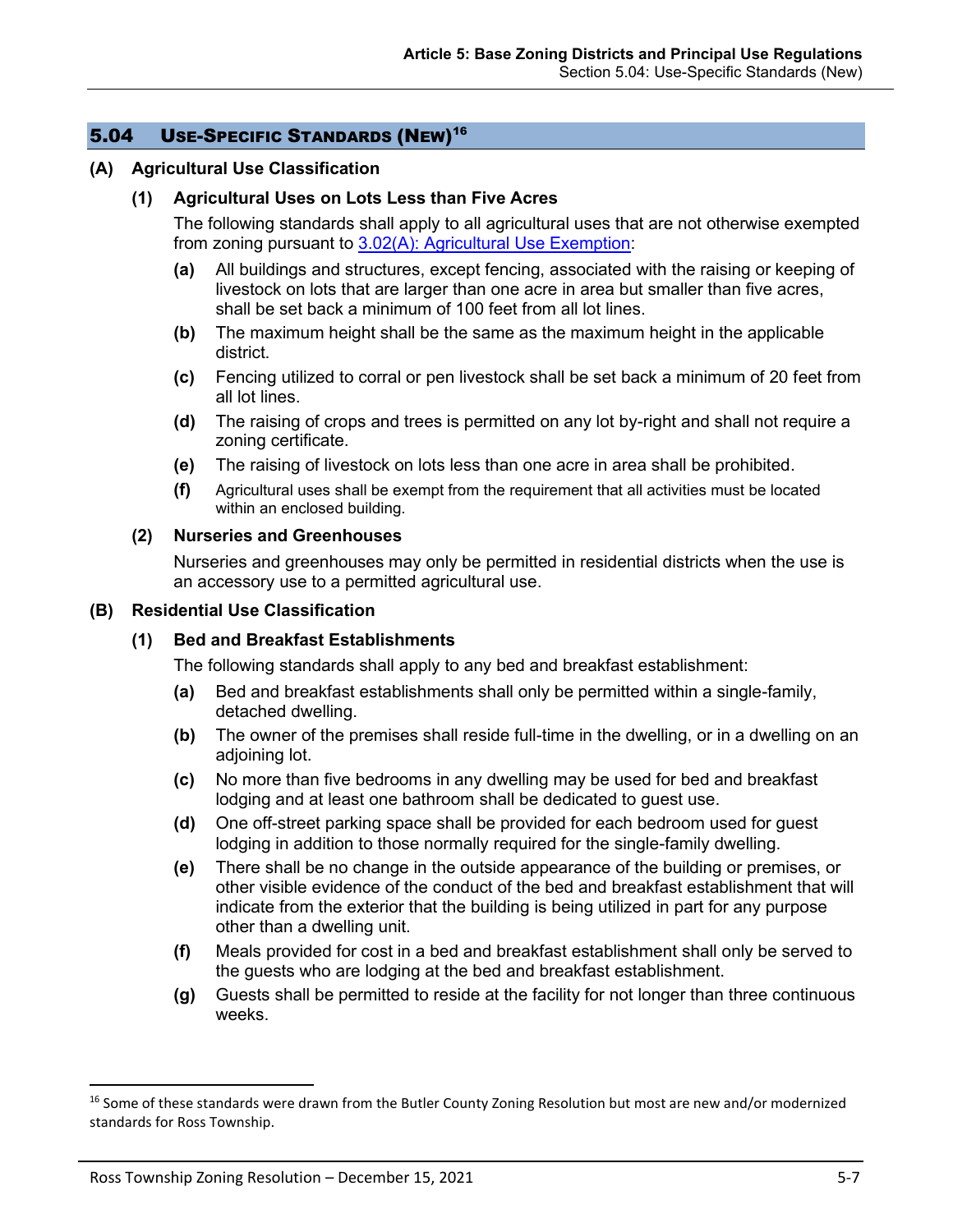## 5.04 USE-SPECIFIC STANDARDS (NEW)[16]

### (A) Agricultural Use Classification

#### (1) Agricultural Uses on Lots Less than Five Acres

The following standards shall apply to all agricultural uses that are not otherwise exempted from zoning pursuant to 3.02(A): Agricultural Use Exemption:

- **(a)** All buildings and structures, except fencing, associated with the raising or keeping of livestock on lots that are larger than one acre in area but smaller than five acres, shall be set back a minimum of 100 feet from all lot lines.
- **(b)** The maximum height shall be the same as the maximum height in the applicable district.
- **(c)** Fencing utilized to corral or pen livestock shall be set back a minimum of 20 feet from all lot lines.
- **(d)** The raising of crops and trees is permitted on any lot by-right and shall not require a zoning certificate.
- **(e)** The raising of livestock on lots less than one acre in area shall be prohibited.
- **(f)** Agricultural uses shall be exempt from the requirement that all activities must be located within an enclosed building.

#### (2) Nurseries and Greenhouses

Nurseries and greenhouses may only be permitted in residential districts when the use is an accessory use to a permitted agricultural use.

### (B) Residential Use Classification

#### (1) Bed and Breakfast Establishments

The following standards shall apply to any bed and breakfast establishment:

- **(a)** Bed and breakfast establishments shall only be permitted within a single-family, detached dwelling.
- **(b)** The owner of the premises shall reside full-time in the dwelling, or in a dwelling on an adjoining lot.
- **(c)** No more than five bedrooms in any dwelling may be used for bed and breakfast lodging and at least one bathroom shall be dedicated to guest use.
- **(d)** One off-street parking space shall be provided for each bedroom used for guest lodging in addition to those normally required for the single-family dwelling.
- **(e)** There shall be no change in the outside appearance of the building or premises, or other visible evidence of the conduct of the bed and breakfast establishment that will indicate from the exterior that the building is being utilized in part for any purpose other than a dwelling unit.
- **(f)** Meals provided for cost in a bed and breakfast establishment shall only be served to the guests who are lodging at the bed and breakfast establishment.
- **(g)** Guests shall be permitted to reside at the facility for not longer than three continuous weeks.

---

[16] Some of these standards were drawn from the Butler County Zoning Resolution but most are new and/or modernized standards for Ross Township.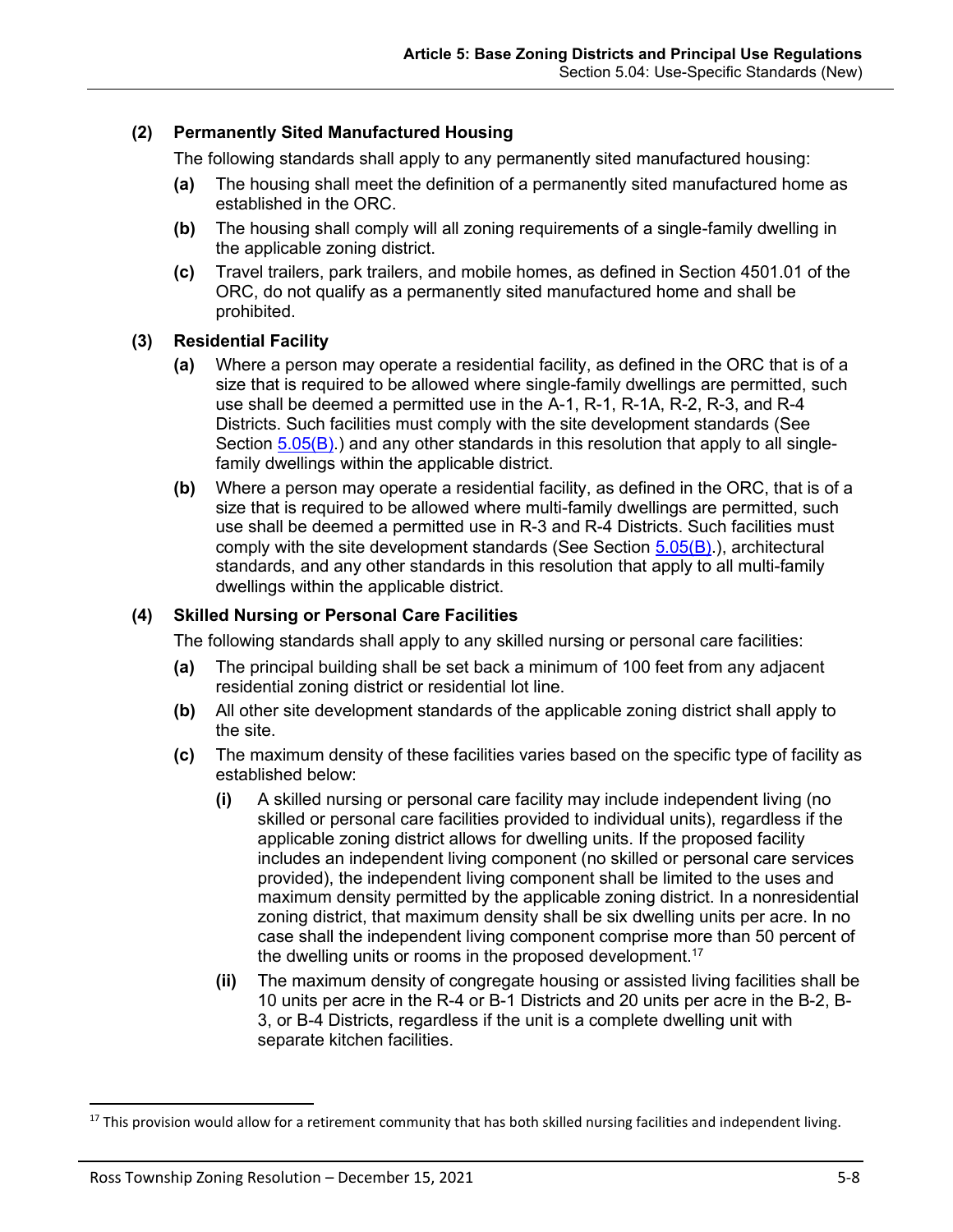**(2) Permanently Sited Manufactured Housing**

The following standards shall apply to any permanently sited manufactured housing:

**(a)** The housing shall meet the definition of a permanently sited manufactured home as established in the ORC.

**(b)** The housing shall comply will all zoning requirements of a single-family dwelling in the applicable zoning district.

**(c)** Travel trailers, park trailers, and mobile homes, as defined in Section 4501.01 of the ORC, do not qualify as a permanently sited manufactured home and shall be prohibited.

**(3) Residential Facility**

**(a)** Where a person may operate a residential facility, as defined in the ORC that is of a size that is required to be allowed where single-family dwellings are permitted, such use shall be deemed a permitted use in the A-1, R-1, R-1A, R-2, R-3, and R-4 Districts. Such facilities must comply with the site development standards (See Section 5.05(B).) and any other standards in this resolution that apply to all single-family dwellings within the applicable district.

**(b)** Where a person may operate a residential facility, as defined in the ORC, that is of a size that is required to be allowed where multi-family dwellings are permitted, such use shall be deemed a permitted use in R-3 and R-4 Districts. Such facilities must comply with the site development standards (See Section 5.05(B).), architectural standards, and any other standards in this resolution that apply to all multi-family dwellings within the applicable district.

**(4) Skilled Nursing or Personal Care Facilities**

The following standards shall apply to any skilled nursing or personal care facilities:

**(a)** The principal building shall be set back a minimum of 100 feet from any adjacent residential zoning district or residential lot line.

**(b)** All other site development standards of the applicable zoning district shall apply to the site.

**(c)** The maximum density of these facilities varies based on the specific type of facility as established below:

**(i)** A skilled nursing or personal care facility may include independent living (no skilled or personal care facilities provided to individual units), regardless if the applicable zoning district allows for dwelling units. If the proposed facility includes an independent living component (no skilled or personal care services provided), the independent living component shall be limited to the uses and maximum density permitted by the applicable zoning district. In a nonresidential zoning district, that maximum density shall be six dwelling units per acre. In no case shall the independent living component comprise more than 50 percent of the dwelling units or rooms in the proposed development.[17]

**(ii)** The maximum density of congregate housing or assisted living facilities shall be 10 units per acre in the R-4 or B-1 Districts and 20 units per acre in the B-2, B-3, or B-4 Districts, regardless if the unit is a complete dwelling unit with separate kitchen facilities.

[17] This provision would allow for a retirement community that has both skilled nursing facilities and independent living.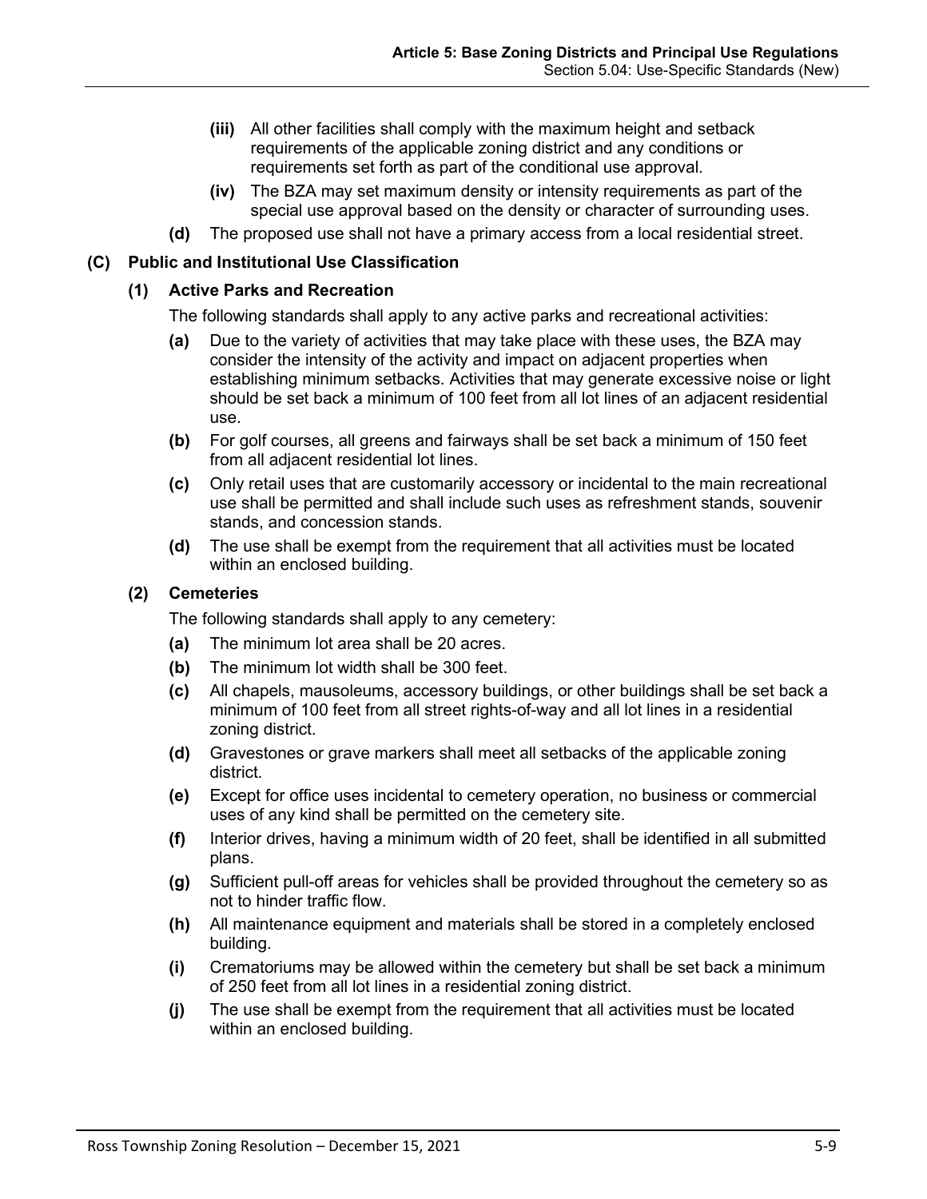- **(iii)** All other facilities shall comply with the maximum height and setback requirements of the applicable zoning district and any conditions or requirements set forth as part of the conditional use approval.
- **(iv)** The BZA may set maximum density or intensity requirements as part of the special use approval based on the density or character of surrounding uses.

**(d)** The proposed use shall not have a primary access from a local residential street.

### (C) Public and Institutional Use Classification

#### (1) Active Parks and Recreation

The following standards shall apply to any active parks and recreational activities:

- **(a)** Due to the variety of activities that may take place with these uses, the BZA may consider the intensity of the activity and impact on adjacent properties when establishing minimum setbacks. Activities that may generate excessive noise or light should be set back a minimum of 100 feet from all lot lines of an adjacent residential use.
- **(b)** For golf courses, all greens and fairways shall be set back a minimum of 150 feet from all adjacent residential lot lines.
- **(c)** Only retail uses that are customarily accessory or incidental to the main recreational use shall be permitted and shall include such uses as refreshment stands, souvenir stands, and concession stands.
- **(d)** The use shall be exempt from the requirement that all activities must be located within an enclosed building.

#### (2) Cemeteries

The following standards shall apply to any cemetery:

- **(a)** The minimum lot area shall be 20 acres.
- **(b)** The minimum lot width shall be 300 feet.
- **(c)** All chapels, mausoleums, accessory buildings, or other buildings shall be set back a minimum of 100 feet from all street rights-of-way and all lot lines in a residential zoning district.
- **(d)** Gravestones or grave markers shall meet all setbacks of the applicable zoning district.
- **(e)** Except for office uses incidental to cemetery operation, no business or commercial uses of any kind shall be permitted on the cemetery site.
- **(f)** Interior drives, having a minimum width of 20 feet, shall be identified in all submitted plans.
- **(g)** Sufficient pull-off areas for vehicles shall be provided throughout the cemetery so as not to hinder traffic flow.
- **(h)** All maintenance equipment and materials shall be stored in a completely enclosed building.
- **(i)** Crematoriums may be allowed within the cemetery but shall be set back a minimum of 250 feet from all lot lines in a residential zoning district.
- **(j)** The use shall be exempt from the requirement that all activities must be located within an enclosed building.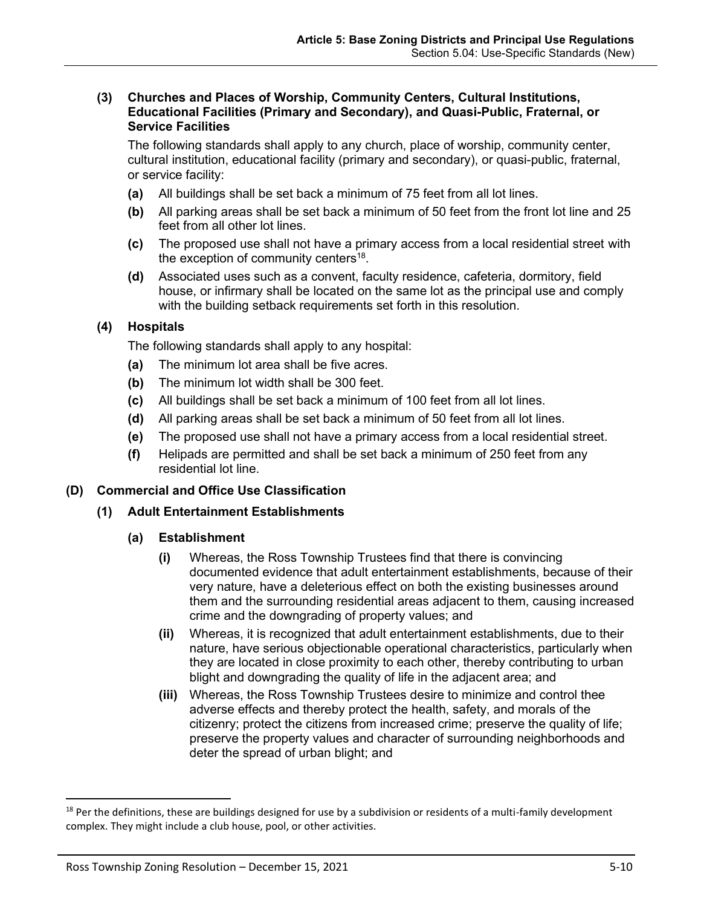**(3) Churches and Places of Worship, Community Centers, Cultural Institutions, Educational Facilities (Primary and Secondary), and Quasi-Public, Fraternal, or Service Facilities**

The following standards shall apply to any church, place of worship, community center, cultural institution, educational facility (primary and secondary), or quasi-public, fraternal, or service facility:

- **(a)** All buildings shall be set back a minimum of 75 feet from all lot lines.
- **(b)** All parking areas shall be set back a minimum of 50 feet from the front lot line and 25 feet from all other lot lines.
- **(c)** The proposed use shall not have a primary access from a local residential street with the exception of community centers[18].
- **(d)** Associated uses such as a convent, faculty residence, cafeteria, dormitory, field house, or infirmary shall be located on the same lot as the principal use and comply with the building setback requirements set forth in this resolution.

**(4) Hospitals**

The following standards shall apply to any hospital:

- **(a)** The minimum lot area shall be five acres.
- **(b)** The minimum lot width shall be 300 feet.
- **(c)** All buildings shall be set back a minimum of 100 feet from all lot lines.
- **(d)** All parking areas shall be set back a minimum of 50 feet from all lot lines.
- **(e)** The proposed use shall not have a primary access from a local residential street.
- **(f)** Helipads are permitted and shall be set back a minimum of 250 feet from any residential lot line.

## (D) Commercial and Office Use Classification

### (1) Adult Entertainment Establishments

#### (a) Establishment

- **(i)** Whereas, the Ross Township Trustees find that there is convincing documented evidence that adult entertainment establishments, because of their very nature, have a deleterious effect on both the existing businesses around them and the surrounding residential areas adjacent to them, causing increased crime and the downgrading of property values; and
- **(ii)** Whereas, it is recognized that adult entertainment establishments, due to their nature, have serious objectionable operational characteristics, particularly when they are located in close proximity to each other, thereby contributing to urban blight and downgrading the quality of life in the adjacent area; and
- **(iii)** Whereas, the Ross Township Trustees desire to minimize and control thee adverse effects and thereby protect the health, safety, and morals of the citizenry; protect the citizens from increased crime; preserve the quality of life; preserve the property values and character of surrounding neighborhoods and deter the spread of urban blight; and

---

[18] Per the definitions, these are buildings designed for use by a subdivision or residents of a multi-family development complex. They might include a club house, pool, or other activities.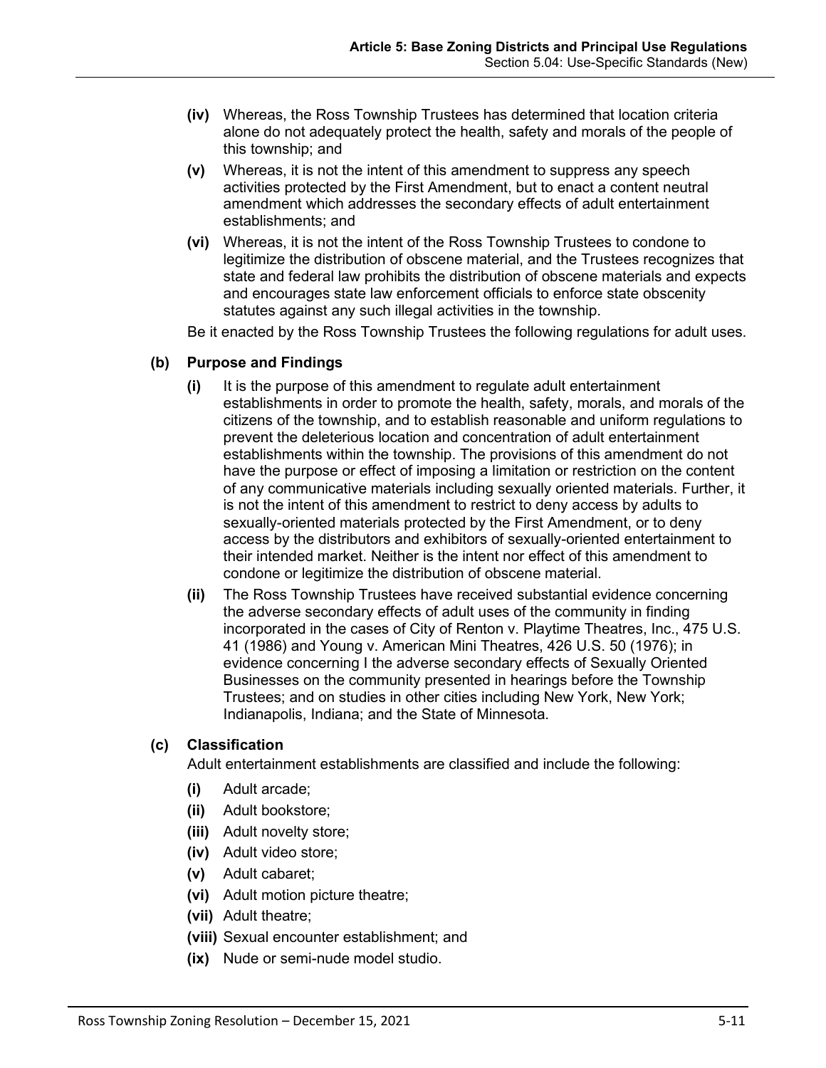**(iv)** Whereas, the Ross Township Trustees has determined that location criteria alone do not adequately protect the health, safety and morals of the people of this township; and

**(v)** Whereas, it is not the intent of this amendment to suppress any speech activities protected by the First Amendment, but to enact a content neutral amendment which addresses the secondary effects of adult entertainment establishments; and

**(vi)** Whereas, it is not the intent of the Ross Township Trustees to condone to legitimize the distribution of obscene material, and the Trustees recognizes that state and federal law prohibits the distribution of obscene materials and expects and encourages state law enforcement officials to enforce state obscenity statutes against any such illegal activities in the township.

Be it enacted by the Ross Township Trustees the following regulations for adult uses.

**(b) Purpose and Findings**

**(i)** It is the purpose of this amendment to regulate adult entertainment establishments in order to promote the health, safety, morals, and morals of the citizens of the township, and to establish reasonable and uniform regulations to prevent the deleterious location and concentration of adult entertainment establishments within the township. The provisions of this amendment do not have the purpose or effect of imposing a limitation or restriction on the content of any communicative materials including sexually oriented materials. Further, it is not the intent of this amendment to restrict to deny access by adults to sexually-oriented materials protected by the First Amendment, or to deny access by the distributors and exhibitors of sexually-oriented entertainment to their intended market. Neither is the intent nor effect of this amendment to condone or legitimize the distribution of obscene material.

**(ii)** The Ross Township Trustees have received substantial evidence concerning the adverse secondary effects of adult uses of the community in finding incorporated in the cases of City of Renton v. Playtime Theatres, Inc., 475 U.S. 41 (1986) and Young v. American Mini Theatres, 426 U.S. 50 (1976); in evidence concerning I the adverse secondary effects of Sexually Oriented Businesses on the community presented in hearings before the Township Trustees; and on studies in other cities including New York, New York; Indianapolis, Indiana; and the State of Minnesota.

**(c) Classification**

Adult entertainment establishments are classified and include the following:

**(i)** Adult arcade;

**(ii)** Adult bookstore;

**(iii)** Adult novelty store;

**(iv)** Adult video store;

**(v)** Adult cabaret;

**(vi)** Adult motion picture theatre;

**(vii)** Adult theatre;

**(viii)** Sexual encounter establishment; and

**(ix)** Nude or semi-nude model studio.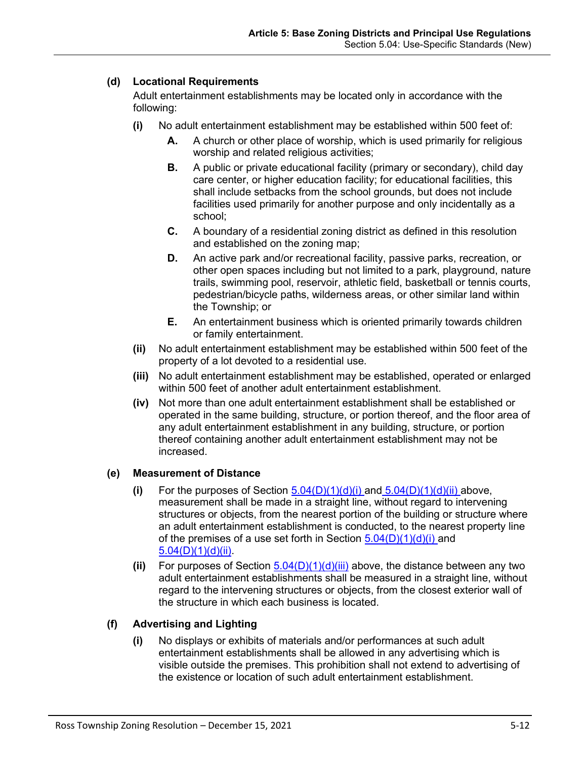**(d) Locational Requirements**

Adult entertainment establishments may be located only in accordance with the following:

**(i)** No adult entertainment establishment may be established within 500 feet of:

**A.** A church or other place of worship, which is used primarily for religious worship and related religious activities;

**B.** A public or private educational facility (primary or secondary), child day care center, or higher education facility; for educational facilities, this shall include setbacks from the school grounds, but does not include facilities used primarily for another purpose and only incidentally as a school;

**C.** A boundary of a residential zoning district as defined in this resolution and established on the zoning map;

**D.** An active park and/or recreational facility, passive parks, recreation, or other open spaces including but not limited to a park, playground, nature trails, swimming pool, reservoir, athletic field, basketball or tennis courts, pedestrian/bicycle paths, wilderness areas, or other similar land within the Township; or

**E.** An entertainment business which is oriented primarily towards children or family entertainment.

**(ii)** No adult entertainment establishment may be established within 500 feet of the property of a lot devoted to a residential use.

**(iii)** No adult entertainment establishment may be established, operated or enlarged within 500 feet of another adult entertainment establishment.

**(iv)** Not more than one adult entertainment establishment shall be established or operated in the same building, structure, or portion thereof, and the floor area of any adult entertainment establishment in any building, structure, or portion thereof containing another adult entertainment establishment may not be increased.

**(e) Measurement of Distance**

**(i)** For the purposes of Section 5.04(D)(1)(d)(i) and 5.04(D)(1)(d)(ii) above, measurement shall be made in a straight line, without regard to intervening structures or objects, from the nearest portion of the building or structure where an adult entertainment establishment is conducted, to the nearest property line of the premises of a use set forth in Section 5.04(D)(1)(d)(i) and 5.04(D)(1)(d)(ii).

**(ii)** For purposes of Section 5.04(D)(1)(d)(iii) above, the distance between any two adult entertainment establishments shall be measured in a straight line, without regard to the intervening structures or objects, from the closest exterior wall of the structure in which each business is located.

**(f) Advertising and Lighting**

**(i)** No displays or exhibits of materials and/or performances at such adult entertainment establishments shall be allowed in any advertising which is visible outside the premises. This prohibition shall not extend to advertising of the existence or location of such adult entertainment establishment.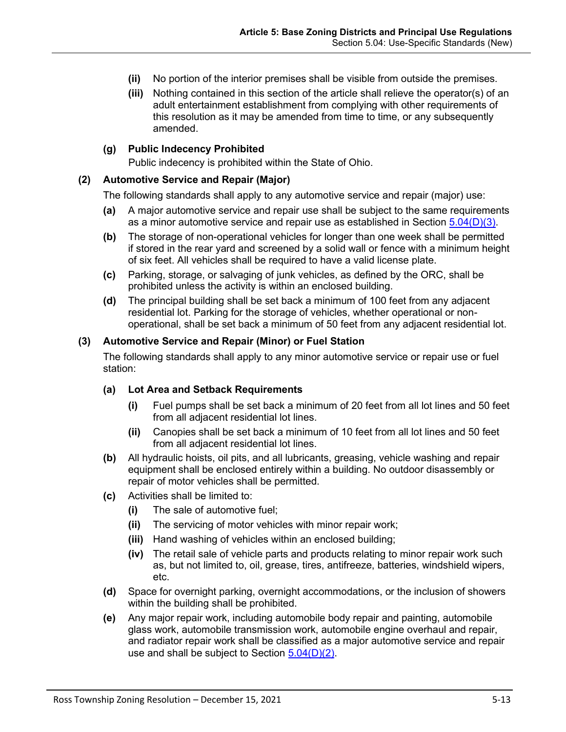- **(ii)** No portion of the interior premises shall be visible from outside the premises.
- **(iii)** Nothing contained in this section of the article shall relieve the operator(s) of an adult entertainment establishment from complying with other requirements of this resolution as it may be amended from time to time, or any subsequently amended.

**(g) Public Indecency Prohibited**

Public indecency is prohibited within the State of Ohio.

**(2) Automotive Service and Repair (Major)**

The following standards shall apply to any automotive service and repair (major) use:

- **(a)** A major automotive service and repair use shall be subject to the same requirements as a minor automotive service and repair use as established in Section 5.04(D)(3).
- **(b)** The storage of non-operational vehicles for longer than one week shall be permitted if stored in the rear yard and screened by a solid wall or fence with a minimum height of six feet. All vehicles shall be required to have a valid license plate.
- **(c)** Parking, storage, or salvaging of junk vehicles, as defined by the ORC, shall be prohibited unless the activity is within an enclosed building.
- **(d)** The principal building shall be set back a minimum of 100 feet from any adjacent residential lot. Parking for the storage of vehicles, whether operational or non-operational, shall be set back a minimum of 50 feet from any adjacent residential lot.

**(3) Automotive Service and Repair (Minor) or Fuel Station**

The following standards shall apply to any minor automotive service or repair use or fuel station:

**(a) Lot Area and Setback Requirements**

- **(i)** Fuel pumps shall be set back a minimum of 20 feet from all lot lines and 50 feet from all adjacent residential lot lines.
- **(ii)** Canopies shall be set back a minimum of 10 feet from all lot lines and 50 feet from all adjacent residential lot lines.

**(b)** All hydraulic hoists, oil pits, and all lubricants, greasing, vehicle washing and repair equipment shall be enclosed entirely within a building. No outdoor disassembly or repair of motor vehicles shall be permitted.

**(c)** Activities shall be limited to:

- **(i)** The sale of automotive fuel;
- **(ii)** The servicing of motor vehicles with minor repair work;
- **(iii)** Hand washing of vehicles within an enclosed building;
- **(iv)** The retail sale of vehicle parts and products relating to minor repair work such as, but not limited to, oil, grease, tires, antifreeze, batteries, windshield wipers, etc.

**(d)** Space for overnight parking, overnight accommodations, or the inclusion of showers within the building shall be prohibited.

**(e)** Any major repair work, including automobile body repair and painting, automobile glass work, automobile transmission work, automobile engine overhaul and repair, and radiator repair work shall be classified as a major automotive service and repair use and shall be subject to Section 5.04(D)(2).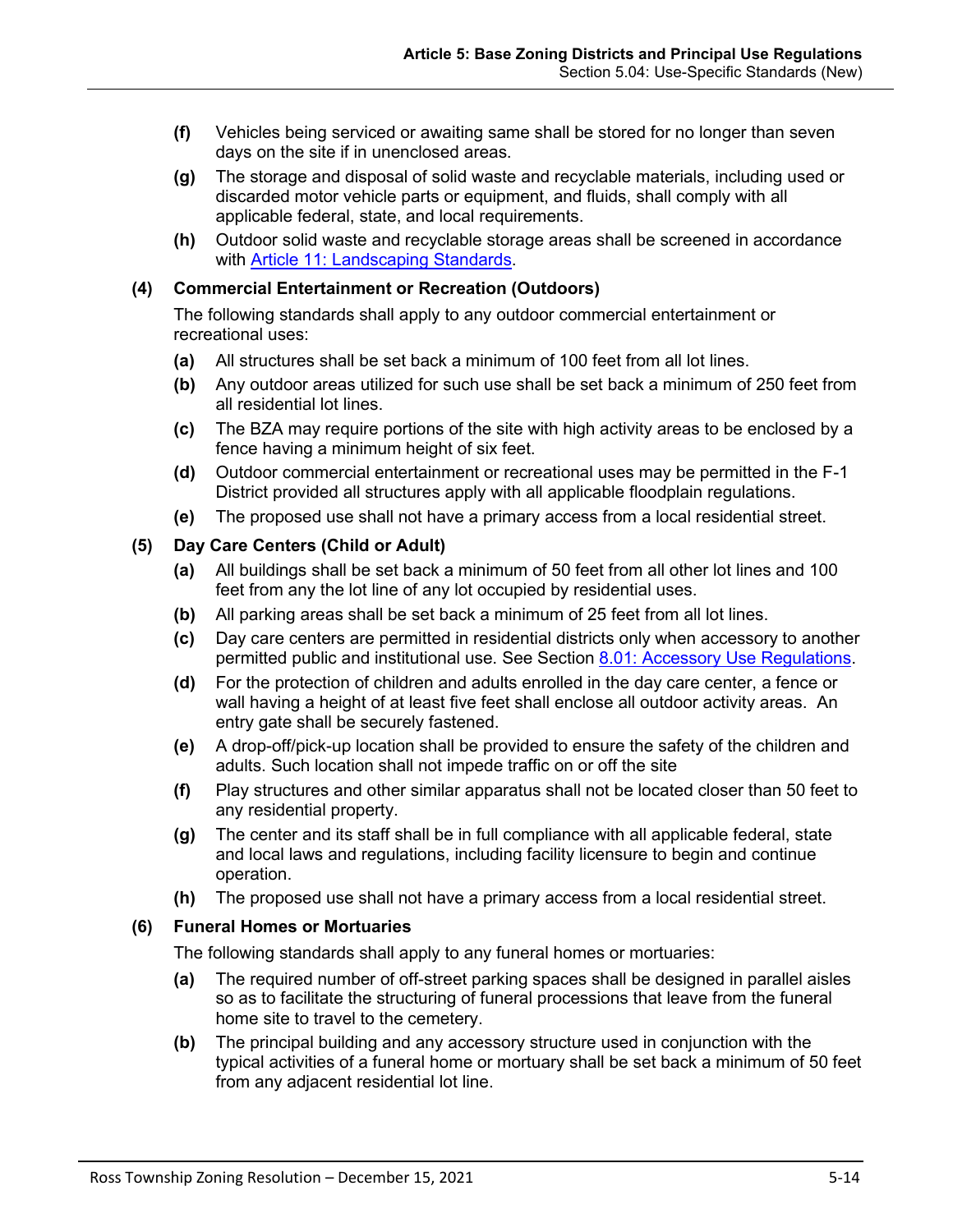**(f)** Vehicles being serviced or awaiting same shall be stored for no longer than seven days on the site if in unenclosed areas.

**(g)** The storage and disposal of solid waste and recyclable materials, including used or discarded motor vehicle parts or equipment, and fluids, shall comply with all applicable federal, state, and local requirements.

**(h)** Outdoor solid waste and recyclable storage areas shall be screened in accordance with Article 11: Landscaping Standards.

**(4) Commercial Entertainment or Recreation (Outdoors)**

The following standards shall apply to any outdoor commercial entertainment or recreational uses:

**(a)** All structures shall be set back a minimum of 100 feet from all lot lines.

**(b)** Any outdoor areas utilized for such use shall be set back a minimum of 250 feet from all residential lot lines.

**(c)** The BZA may require portions of the site with high activity areas to be enclosed by a fence having a minimum height of six feet.

**(d)** Outdoor commercial entertainment or recreational uses may be permitted in the F-1 District provided all structures apply with all applicable floodplain regulations.

**(e)** The proposed use shall not have a primary access from a local residential street.

**(5) Day Care Centers (Child or Adult)**

**(a)** All buildings shall be set back a minimum of 50 feet from all other lot lines and 100 feet from any the lot line of any lot occupied by residential uses.

**(b)** All parking areas shall be set back a minimum of 25 feet from all lot lines.

**(c)** Day care centers are permitted in residential districts only when accessory to another permitted public and institutional use. See Section 8.01: Accessory Use Regulations.

**(d)** For the protection of children and adults enrolled in the day care center, a fence or wall having a height of at least five feet shall enclose all outdoor activity areas. An entry gate shall be securely fastened.

**(e)** A drop-off/pick-up location shall be provided to ensure the safety of the children and adults. Such location shall not impede traffic on or off the site

**(f)** Play structures and other similar apparatus shall not be located closer than 50 feet to any residential property.

**(g)** The center and its staff shall be in full compliance with all applicable federal, state and local laws and regulations, including facility licensure to begin and continue operation.

**(h)** The proposed use shall not have a primary access from a local residential street.

**(6) Funeral Homes or Mortuaries**

The following standards shall apply to any funeral homes or mortuaries:

**(a)** The required number of off-street parking spaces shall be designed in parallel aisles so as to facilitate the structuring of funeral processions that leave from the funeral home site to travel to the cemetery.

**(b)** The principal building and any accessory structure used in conjunction with the typical activities of a funeral home or mortuary shall be set back a minimum of 50 feet from any adjacent residential lot line.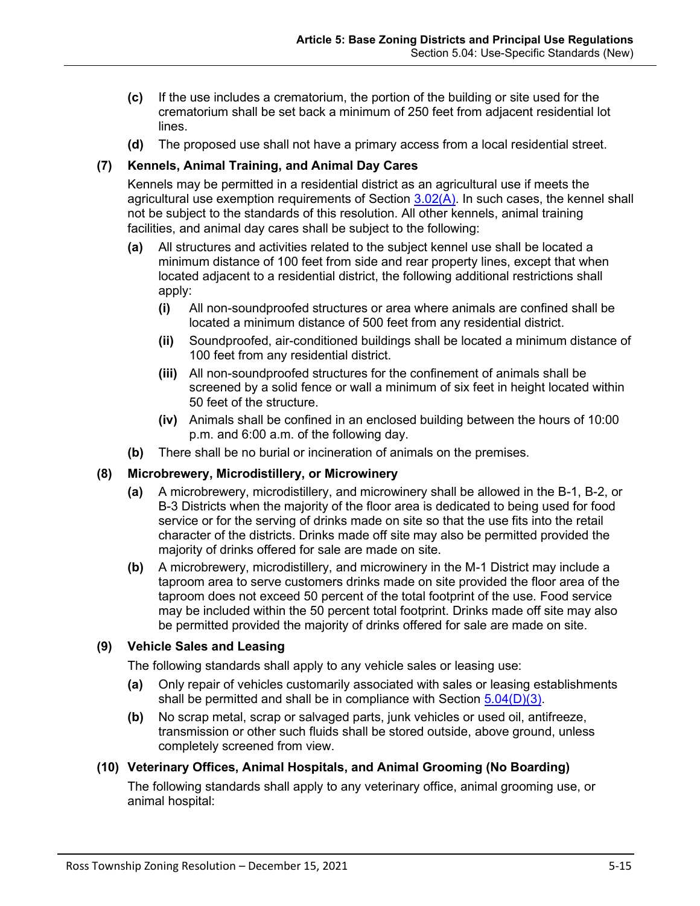**(c)** If the use includes a crematorium, the portion of the building or site used for the crematorium shall be set back a minimum of 250 feet from adjacent residential lot lines.

**(d)** The proposed use shall not have a primary access from a local residential street.

**(7) Kennels, Animal Training, and Animal Day Cares**

Kennels may be permitted in a residential district as an agricultural use if meets the agricultural use exemption requirements of Section 3.02(A). In such cases, the kennel shall not be subject to the standards of this resolution. All other kennels, animal training facilities, and animal day cares shall be subject to the following:

**(a)** All structures and activities related to the subject kennel use shall be located a minimum distance of 100 feet from side and rear property lines, except that when located adjacent to a residential district, the following additional restrictions shall apply:

**(i)** All non-soundproofed structures or area where animals are confined shall be located a minimum distance of 500 feet from any residential district.

**(ii)** Soundproofed, air-conditioned buildings shall be located a minimum distance of 100 feet from any residential district.

**(iii)** All non-soundproofed structures for the confinement of animals shall be screened by a solid fence or wall a minimum of six feet in height located within 50 feet of the structure.

**(iv)** Animals shall be confined in an enclosed building between the hours of 10:00 p.m. and 6:00 a.m. of the following day.

**(b)** There shall be no burial or incineration of animals on the premises.

**(8) Microbrewery, Microdistillery, or Microwinery**

**(a)** A microbrewery, microdistillery, and microwinery shall be allowed in the B-1, B-2, or B-3 Districts when the majority of the floor area is dedicated to being used for food service or for the serving of drinks made on site so that the use fits into the retail character of the districts. Drinks made off site may also be permitted provided the majority of drinks offered for sale are made on site.

**(b)** A microbrewery, microdistillery, and microwinery in the M-1 District may include a taproom area to serve customers drinks made on site provided the floor area of the taproom does not exceed 50 percent of the total footprint of the use. Food service may be included within the 50 percent total footprint. Drinks made off site may also be permitted provided the majority of drinks offered for sale are made on site.

**(9) Vehicle Sales and Leasing**

The following standards shall apply to any vehicle sales or leasing use:

**(a)** Only repair of vehicles customarily associated with sales or leasing establishments shall be permitted and shall be in compliance with Section 5.04(D)(3).

**(b)** No scrap metal, scrap or salvaged parts, junk vehicles or used oil, antifreeze, transmission or other such fluids shall be stored outside, above ground, unless completely screened from view.

**(10) Veterinary Offices, Animal Hospitals, and Animal Grooming (No Boarding)**

The following standards shall apply to any veterinary office, animal grooming use, or animal hospital: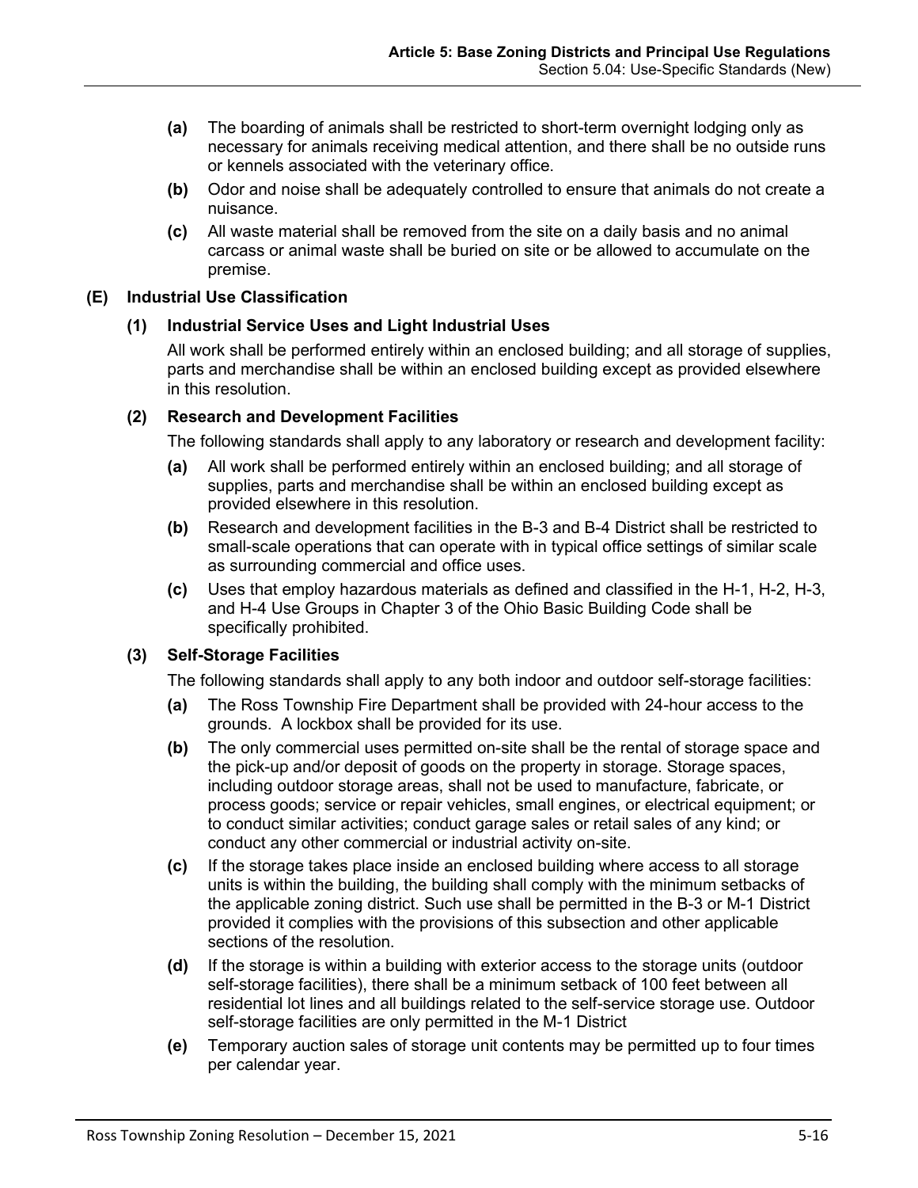- **(a)** The boarding of animals shall be restricted to short-term overnight lodging only as necessary for animals receiving medical attention, and there shall be no outside runs or kennels associated with the veterinary office.
- **(b)** Odor and noise shall be adequately controlled to ensure that animals do not create a nuisance.
- **(c)** All waste material shall be removed from the site on a daily basis and no animal carcass or animal waste shall be buried on site or be allowed to accumulate on the premise.

### (E) Industrial Use Classification

#### (1) Industrial Service Uses and Light Industrial Uses

All work shall be performed entirely within an enclosed building; and all storage of supplies, parts and merchandise shall be within an enclosed building except as provided elsewhere in this resolution.

#### (2) Research and Development Facilities

The following standards shall apply to any laboratory or research and development facility:

- **(a)** All work shall be performed entirely within an enclosed building; and all storage of supplies, parts and merchandise shall be within an enclosed building except as provided elsewhere in this resolution.
- **(b)** Research and development facilities in the B-3 and B-4 District shall be restricted to small-scale operations that can operate with in typical office settings of similar scale as surrounding commercial and office uses.
- **(c)** Uses that employ hazardous materials as defined and classified in the H-1, H-2, H-3, and H-4 Use Groups in Chapter 3 of the Ohio Basic Building Code shall be specifically prohibited.

#### (3) Self-Storage Facilities

The following standards shall apply to any both indoor and outdoor self-storage facilities:

- **(a)** The Ross Township Fire Department shall be provided with 24-hour access to the grounds. A lockbox shall be provided for its use.
- **(b)** The only commercial uses permitted on-site shall be the rental of storage space and the pick-up and/or deposit of goods on the property in storage. Storage spaces, including outdoor storage areas, shall not be used to manufacture, fabricate, or process goods; service or repair vehicles, small engines, or electrical equipment; or to conduct similar activities; conduct garage sales or retail sales of any kind; or conduct any other commercial or industrial activity on-site.
- **(c)** If the storage takes place inside an enclosed building where access to all storage units is within the building, the building shall comply with the minimum setbacks of the applicable zoning district. Such use shall be permitted in the B-3 or M-1 District provided it complies with the provisions of this subsection and other applicable sections of the resolution.
- **(d)** If the storage is within a building with exterior access to the storage units (outdoor self-storage facilities), there shall be a minimum setback of 100 feet between all residential lot lines and all buildings related to the self-service storage use. Outdoor self-storage facilities are only permitted in the M-1 District
- **(e)** Temporary auction sales of storage unit contents may be permitted up to four times per calendar year.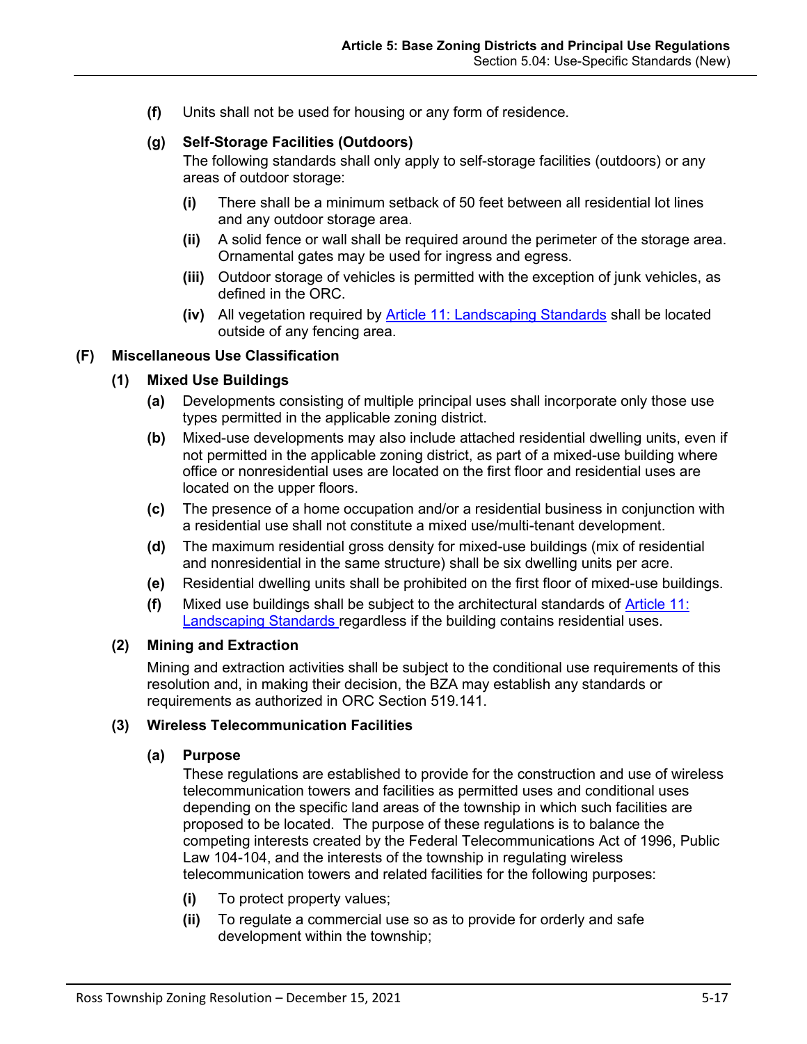**(f)** Units shall not be used for housing or any form of residence.

**(g) Self-Storage Facilities (Outdoors)**

The following standards shall only apply to self-storage facilities (outdoors) or any areas of outdoor storage:

- **(i)** There shall be a minimum setback of 50 feet between all residential lot lines and any outdoor storage area.
- **(ii)** A solid fence or wall shall be required around the perimeter of the storage area. Ornamental gates may be used for ingress and egress.
- **(iii)** Outdoor storage of vehicles is permitted with the exception of junk vehicles, as defined in the ORC.
- **(iv)** All vegetation required by Article 11: Landscaping Standards shall be located outside of any fencing area.

## (F) Miscellaneous Use Classification

### (1) Mixed Use Buildings

- **(a)** Developments consisting of multiple principal uses shall incorporate only those use types permitted in the applicable zoning district.
- **(b)** Mixed-use developments may also include attached residential dwelling units, even if not permitted in the applicable zoning district, as part of a mixed-use building where office or nonresidential uses are located on the first floor and residential uses are located on the upper floors.
- **(c)** The presence of a home occupation and/or a residential business in conjunction with a residential use shall not constitute a mixed use/multi-tenant development.
- **(d)** The maximum residential gross density for mixed-use buildings (mix of residential and nonresidential in the same structure) shall be six dwelling units per acre.
- **(e)** Residential dwelling units shall be prohibited on the first floor of mixed-use buildings.
- **(f)** Mixed use buildings shall be subject to the architectural standards of Article 11: Landscaping Standards regardless if the building contains residential uses.

### (2) Mining and Extraction

Mining and extraction activities shall be subject to the conditional use requirements of this resolution and, in making their decision, the BZA may establish any standards or requirements as authorized in ORC Section 519.141.

### (3) Wireless Telecommunication Facilities

**(a) Purpose**

These regulations are established to provide for the construction and use of wireless telecommunication towers and facilities as permitted uses and conditional uses depending on the specific land areas of the township in which such facilities are proposed to be located. The purpose of these regulations is to balance the competing interests created by the Federal Telecommunications Act of 1996, Public Law 104-104, and the interests of the township in regulating wireless telecommunication towers and related facilities for the following purposes:

- **(i)** To protect property values;
- **(ii)** To regulate a commercial use so as to provide for orderly and safe development within the township;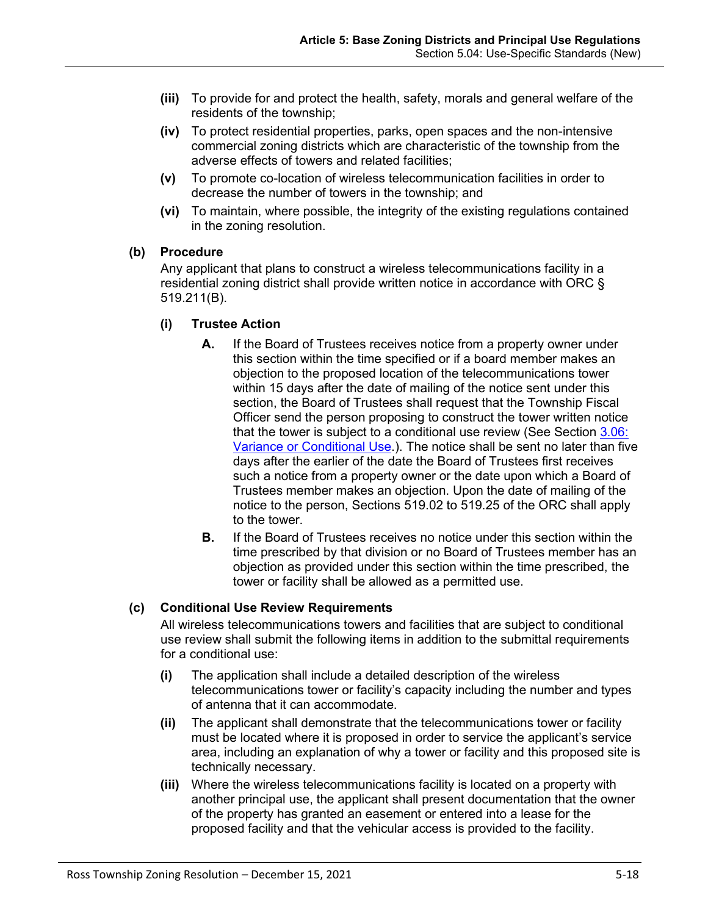- **(iii)** To provide for and protect the health, safety, morals and general welfare of the residents of the township;
- **(iv)** To protect residential properties, parks, open spaces and the non-intensive commercial zoning districts which are characteristic of the township from the adverse effects of towers and related facilities;
- **(v)** To promote co-location of wireless telecommunication facilities in order to decrease the number of towers in the township; and
- **(vi)** To maintain, where possible, the integrity of the existing regulations contained in the zoning resolution.

**(b) Procedure**

Any applicant that plans to construct a wireless telecommunications facility in a residential zoning district shall provide written notice in accordance with ORC § 519.211(B).

**(i) Trustee Action**

- **A.** If the Board of Trustees receives notice from a property owner under this section within the time specified or if a board member makes an objection to the proposed location of the telecommunications tower within 15 days after the date of mailing of the notice sent under this section, the Board of Trustees shall request that the Township Fiscal Officer send the person proposing to construct the tower written notice that the tower is subject to a conditional use review (See Section 3.06: Variance or Conditional Use.). The notice shall be sent no later than five days after the earlier of the date the Board of Trustees first receives such a notice from a property owner or the date upon which a Board of Trustees member makes an objection. Upon the date of mailing of the notice to the person, Sections 519.02 to 519.25 of the ORC shall apply to the tower.
- **B.** If the Board of Trustees receives no notice under this section within the time prescribed by that division or no Board of Trustees member has an objection as provided under this section within the time prescribed, the tower or facility shall be allowed as a permitted use.

**(c) Conditional Use Review Requirements**

All wireless telecommunications towers and facilities that are subject to conditional use review shall submit the following items in addition to the submittal requirements for a conditional use:

- **(i)** The application shall include a detailed description of the wireless telecommunications tower or facility's capacity including the number and types of antenna that it can accommodate.
- **(ii)** The applicant shall demonstrate that the telecommunications tower or facility must be located where it is proposed in order to service the applicant's service area, including an explanation of why a tower or facility and this proposed site is technically necessary.
- **(iii)** Where the wireless telecommunications facility is located on a property with another principal use, the applicant shall present documentation that the owner of the property has granted an easement or entered into a lease for the proposed facility and that the vehicular access is provided to the facility.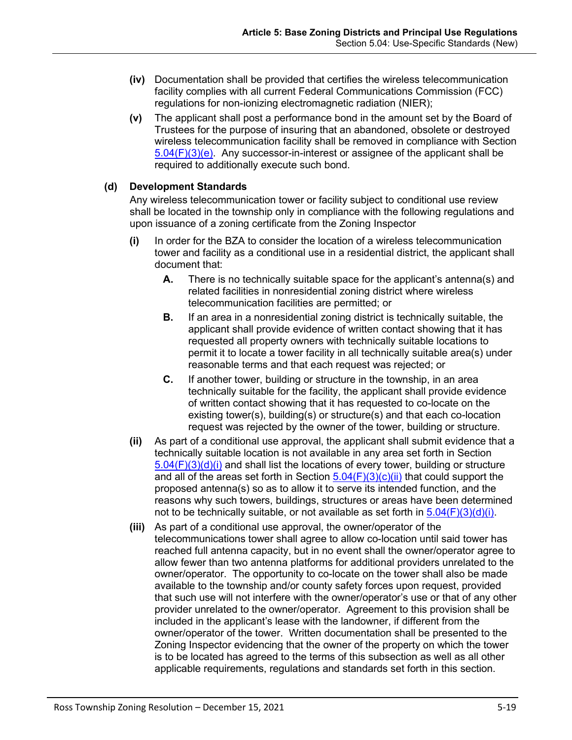- **(iv)** Documentation shall be provided that certifies the wireless telecommunication facility complies with all current Federal Communications Commission (FCC) regulations for non-ionizing electromagnetic radiation (NIER);
- **(v)** The applicant shall post a performance bond in the amount set by the Board of Trustees for the purpose of insuring that an abandoned, obsolete or destroyed wireless telecommunication facility shall be removed in compliance with Section 5.04(F)(3)(e). Any successor-in-interest or assignee of the applicant shall be required to additionally execute such bond.

**(d) Development Standards**

Any wireless telecommunication tower or facility subject to conditional use review shall be located in the township only in compliance with the following regulations and upon issuance of a zoning certificate from the Zoning Inspector

- **(i)** In order for the BZA to consider the location of a wireless telecommunication tower and facility as a conditional use in a residential district, the applicant shall document that:
  - **A.** There is no technically suitable space for the applicant's antenna(s) and related facilities in nonresidential zoning district where wireless telecommunication facilities are permitted; or
  - **B.** If an area in a nonresidential zoning district is technically suitable, the applicant shall provide evidence of written contact showing that it has requested all property owners with technically suitable locations to permit it to locate a tower facility in all technically suitable area(s) under reasonable terms and that each request was rejected; or
  - **C.** If another tower, building or structure in the township, in an area technically suitable for the facility, the applicant shall provide evidence of written contact showing that it has requested to co-locate on the existing tower(s), building(s) or structure(s) and that each co-location request was rejected by the owner of the tower, building or structure.
- **(ii)** As part of a conditional use approval, the applicant shall submit evidence that a technically suitable location is not available in any area set forth in Section 5.04(F)(3)(d)(i) and shall list the locations of every tower, building or structure and all of the areas set forth in Section 5.04(F)(3)(c)(ii) that could support the proposed antenna(s) so as to allow it to serve its intended function, and the reasons why such towers, buildings, structures or areas have been determined not to be technically suitable, or not available as set forth in 5.04(F)(3)(d)(i).
- **(iii)** As part of a conditional use approval, the owner/operator of the telecommunications tower shall agree to allow co-location until said tower has reached full antenna capacity, but in no event shall the owner/operator agree to allow fewer than two antenna platforms for additional providers unrelated to the owner/operator. The opportunity to co-locate on the tower shall also be made available to the township and/or county safety forces upon request, provided that such use will not interfere with the owner/operator's use or that of any other provider unrelated to the owner/operator. Agreement to this provision shall be included in the applicant's lease with the landowner, if different from the owner/operator of the tower. Written documentation shall be presented to the Zoning Inspector evidencing that the owner of the property on which the tower is to be located has agreed to the terms of this subsection as well as all other applicable requirements, regulations and standards set forth in this section.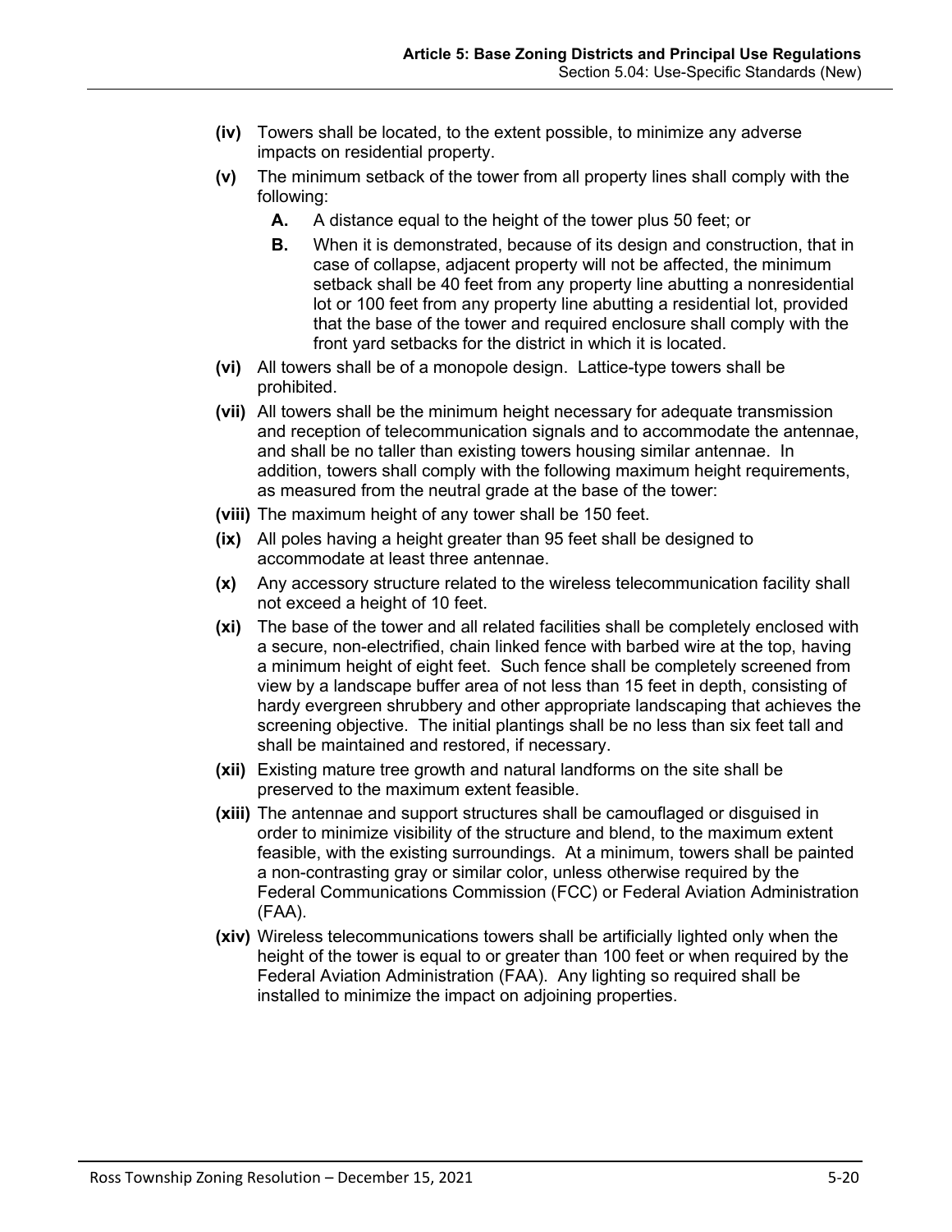**(iv)** Towers shall be located, to the extent possible, to minimize any adverse impacts on residential property.

**(v)** The minimum setback of the tower from all property lines shall comply with the following:

- **A.** A distance equal to the height of the tower plus 50 feet; or
- **B.** When it is demonstrated, because of its design and construction, that in case of collapse, adjacent property will not be affected, the minimum setback shall be 40 feet from any property line abutting a nonresidential lot or 100 feet from any property line abutting a residential lot, provided that the base of the tower and required enclosure shall comply with the front yard setbacks for the district in which it is located.

**(vi)** All towers shall be of a monopole design. Lattice-type towers shall be prohibited.

**(vii)** All towers shall be the minimum height necessary for adequate transmission and reception of telecommunication signals and to accommodate the antennae, and shall be no taller than existing towers housing similar antennae. In addition, towers shall comply with the following maximum height requirements, as measured from the neutral grade at the base of the tower:

**(viii)** The maximum height of any tower shall be 150 feet.

**(ix)** All poles having a height greater than 95 feet shall be designed to accommodate at least three antennae.

**(x)** Any accessory structure related to the wireless telecommunication facility shall not exceed a height of 10 feet.

**(xi)** The base of the tower and all related facilities shall be completely enclosed with a secure, non-electrified, chain linked fence with barbed wire at the top, having a minimum height of eight feet. Such fence shall be completely screened from view by a landscape buffer area of not less than 15 feet in depth, consisting of hardy evergreen shrubbery and other appropriate landscaping that achieves the screening objective. The initial plantings shall be no less than six feet tall and shall be maintained and restored, if necessary.

**(xii)** Existing mature tree growth and natural landforms on the site shall be preserved to the maximum extent feasible.

**(xiii)** The antennae and support structures shall be camouflaged or disguised in order to minimize visibility of the structure and blend, to the maximum extent feasible, with the existing surroundings. At a minimum, towers shall be painted a non-contrasting gray or similar color, unless otherwise required by the Federal Communications Commission (FCC) or Federal Aviation Administration (FAA).

**(xiv)** Wireless telecommunications towers shall be artificially lighted only when the height of the tower is equal to or greater than 100 feet or when required by the Federal Aviation Administration (FAA). Any lighting so required shall be installed to minimize the impact on adjoining properties.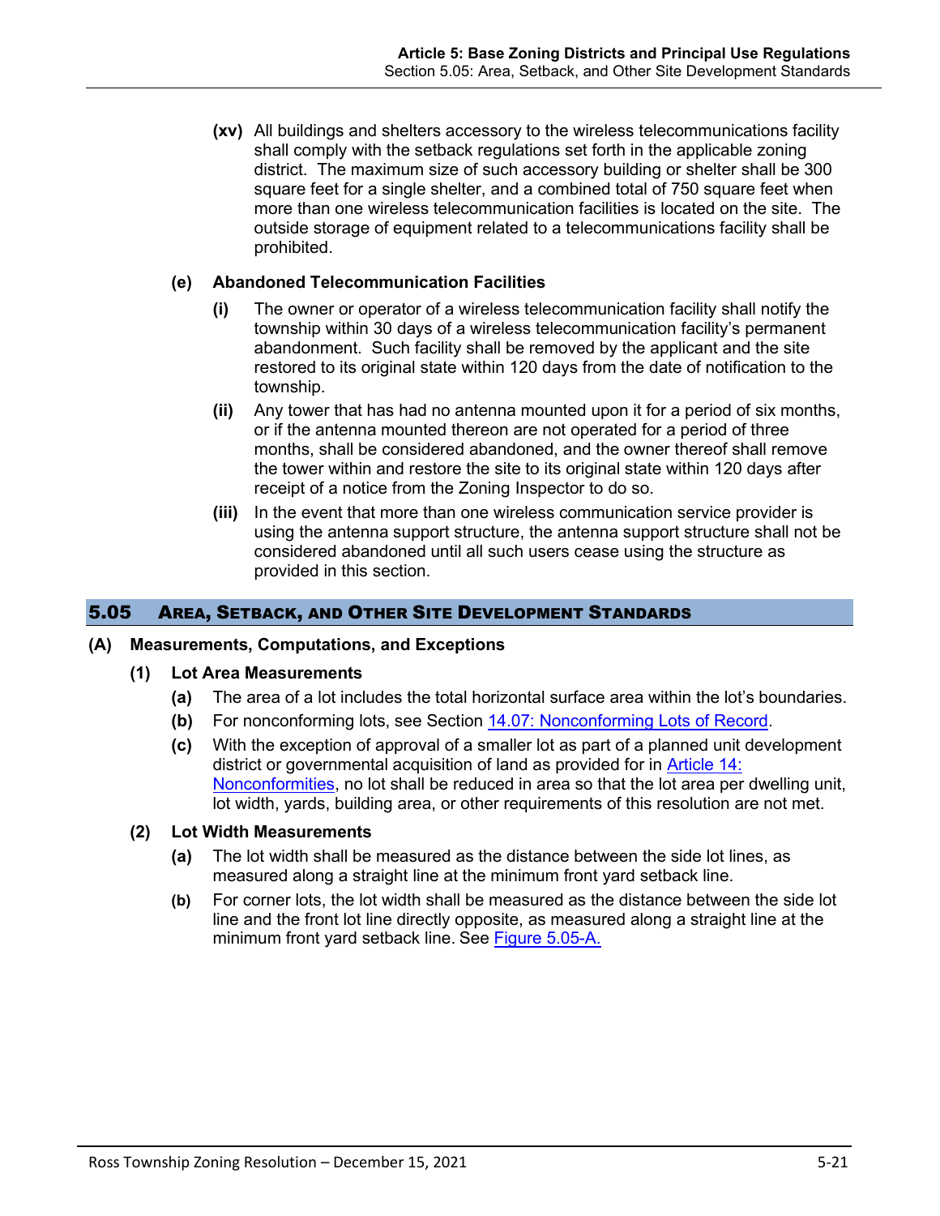**(xv)** All buildings and shelters accessory to the wireless telecommunications facility shall comply with the setback regulations set forth in the applicable zoning district. The maximum size of such accessory building or shelter shall be 300 square feet for a single shelter, and a combined total of 750 square feet when more than one wireless telecommunication facilities is located on the site. The outside storage of equipment related to a telecommunications facility shall be prohibited.

**(e) Abandoned Telecommunication Facilities**

**(i)** The owner or operator of a wireless telecommunication facility shall notify the township within 30 days of a wireless telecommunication facility's permanent abandonment. Such facility shall be removed by the applicant and the site restored to its original state within 120 days from the date of notification to the township.

**(ii)** Any tower that has had no antenna mounted upon it for a period of six months, or if the antenna mounted thereon are not operated for a period of three months, shall be considered abandoned, and the owner thereof shall remove the tower within and restore the site to its original state within 120 days after receipt of a notice from the Zoning Inspector to do so.

**(iii)** In the event that more than one wireless communication service provider is using the antenna support structure, the antenna support structure shall not be considered abandoned until all such users cease using the structure as provided in this section.

## 5.05 Area, Setback, and Other Site Development Standards

### (A) Measurements, Computations, and Exceptions

#### (1) Lot Area Measurements

**(a)** The area of a lot includes the total horizontal surface area within the lot's boundaries.

**(b)** For nonconforming lots, see Section 14.07: Nonconforming Lots of Record.

**(c)** With the exception of approval of a smaller lot as part of a planned unit development district or governmental acquisition of land as provided for in Article 14: Nonconformities, no lot shall be reduced in area so that the lot area per dwelling unit, lot width, yards, building area, or other requirements of this resolution are not met.

#### (2) Lot Width Measurements

**(a)** The lot width shall be measured as the distance between the side lot lines, as measured along a straight line at the minimum front yard setback line.

**(b)** For corner lots, the lot width shall be measured as the distance between the side lot line and the front lot line directly opposite, as measured along a straight line at the minimum front yard setback line. See Figure 5.05-A.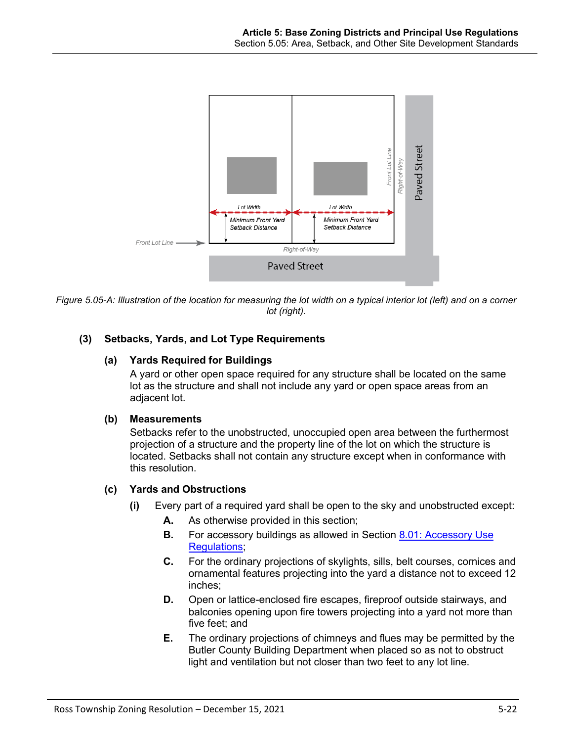Figure 5.05-A: Illustration of the location for measuring the lot width on a typical interior lot (left) and on a corner lot (right).

### (3) Setbacks, Yards, and Lot Type Requirements

#### (a) Yards Required for Buildings

A yard or other open space required for any structure shall be located on the same lot as the structure and shall not include any yard or open space areas from an adjacent lot.

#### (b) Measurements

Setbacks refer to the unobstructed, unoccupied open area between the furthermost projection of a structure and the property line of the lot on which the structure is located. Setbacks shall not contain any structure except when in conformance with this resolution.

#### (c) Yards and Obstructions

**(i)** Every part of a required yard shall be open to the sky and unobstructed except:

- **A.** As otherwise provided in this section;
- **B.** For accessory buildings as allowed in Section 8.01: Accessory Use Regulations;
- **C.** For the ordinary projections of skylights, sills, belt courses, cornices and ornamental features projecting into the yard a distance not to exceed 12 inches;
- **D.** Open or lattice-enclosed fire escapes, fireproof outside stairways, and balconies opening upon fire towers projecting into a yard not more than five feet; and
- **E.** The ordinary projections of chimneys and flues may be permitted by the Butler County Building Department when placed so as not to obstruct light and ventilation but not closer than two feet to any lot line.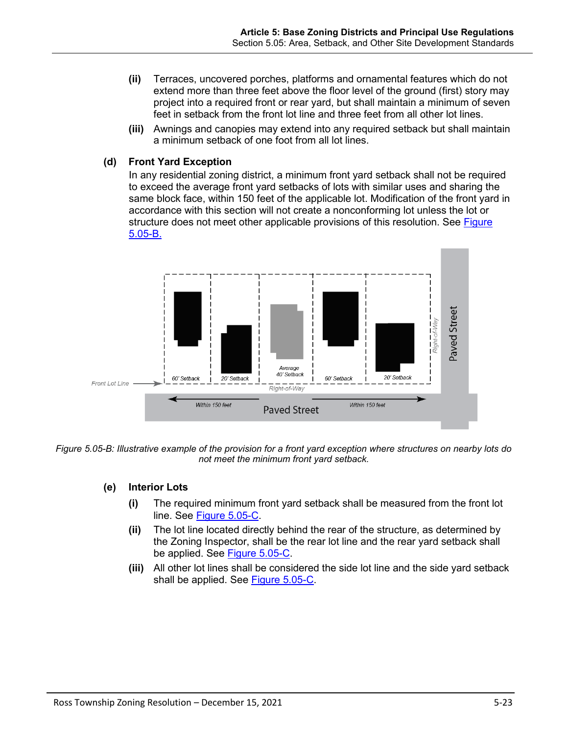(ii) Terraces, uncovered porches, platforms and ornamental features which do not extend more than three feet above the floor level of the ground (first) story may project into a required front or rear yard, but shall maintain a minimum of seven feet in setback from the front lot line and three feet from all other lot lines.

(iii) Awnings and canopies may extend into any required setback but shall maintain a minimum setback of one foot from all lot lines.

**(d) Front Yard Exception**

In any residential zoning district, a minimum front yard setback shall not be required to exceed the average front yard setbacks of lots with similar uses and sharing the same block face, within 150 feet of the applicable lot. Modification of the front yard in accordance with this section will not create a nonconforming lot unless the lot or structure does not meet other applicable provisions of this resolution. See Figure 5.05-B.

*Figure 5.05-B: Illustrative example of the provision for a front yard exception where structures on nearby lots do not meet the minimum front yard setback.*

**(e) Interior Lots**

(i) The required minimum front yard setback shall be measured from the front lot line. See Figure 5.05-C.

(ii) The lot line located directly behind the rear of the structure, as determined by the Zoning Inspector, shall be the rear lot line and the rear yard setback shall be applied. See Figure 5.05-C.

(iii) All other lot lines shall be considered the side lot line and the side yard setback shall be applied. See Figure 5.05-C.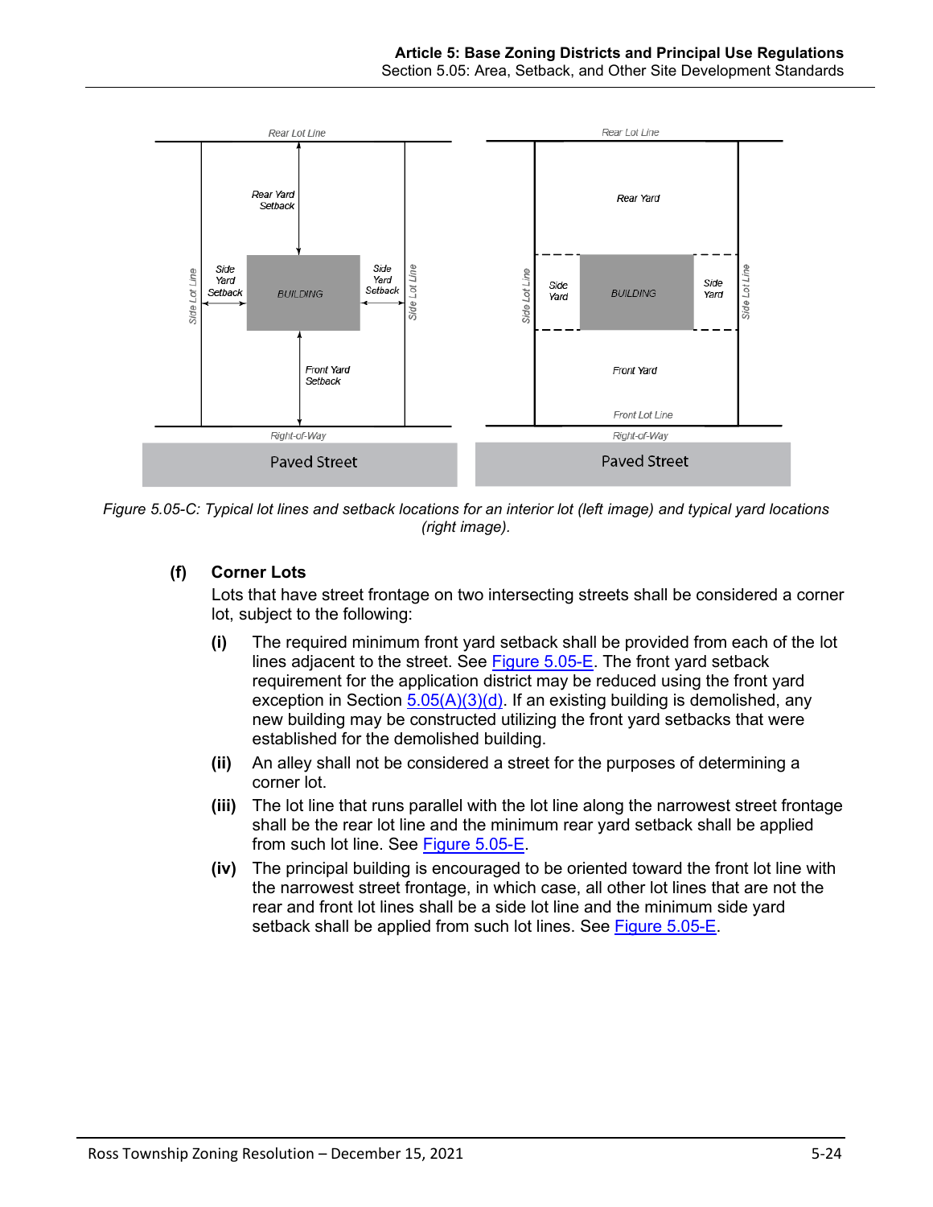Figure 5.05-C: Typical lot lines and setback locations for an interior lot (left image) and typical yard locations (right image).

**(f) Corner Lots**

Lots that have street frontage on two intersecting streets shall be considered a corner lot, subject to the following:

**(i)** The required minimum front yard setback shall be provided from each of the lot lines adjacent to the street. See Figure 5.05-E. The front yard setback requirement for the application district may be reduced using the front yard exception in Section 5.05(A)(3)(d). If an existing building is demolished, any new building may be constructed utilizing the front yard setbacks that were established for the demolished building.

**(ii)** An alley shall not be considered a street for the purposes of determining a corner lot.

**(iii)** The lot line that runs parallel with the lot line along the narrowest street frontage shall be the rear lot line and the minimum rear yard setback shall be applied from such lot line. See Figure 5.05-E.

**(iv)** The principal building is encouraged to be oriented toward the front lot line with the narrowest street frontage, in which case, all other lot lines that are not the rear and front lot lines shall be a side lot line and the minimum side yard setback shall be applied from such lot lines. See Figure 5.05-E.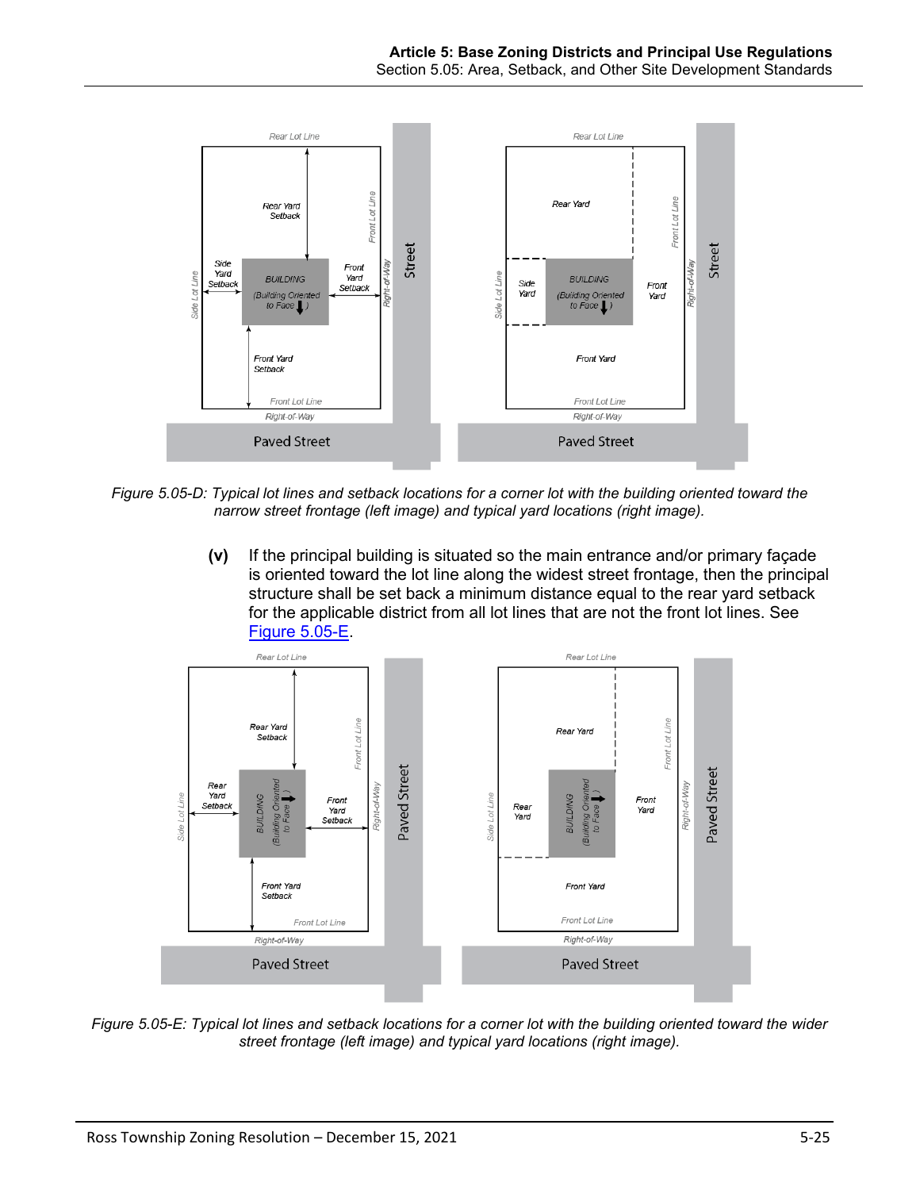*Figure 5.05-D: Typical lot lines and setback locations for a corner lot with the building oriented toward the narrow street frontage (left image) and typical yard locations (right image).*

**(v)** If the principal building is situated so the main entrance and/or primary façade is oriented toward the lot line along the widest street frontage, then the principal structure shall be set back a minimum distance equal to the rear yard setback for the applicable district from all lot lines that are not the front lot lines. See Figure 5.05-E.

*Figure 5.05-E: Typical lot lines and setback locations for a corner lot with the building oriented toward the wider street frontage (left image) and typical yard locations (right image).*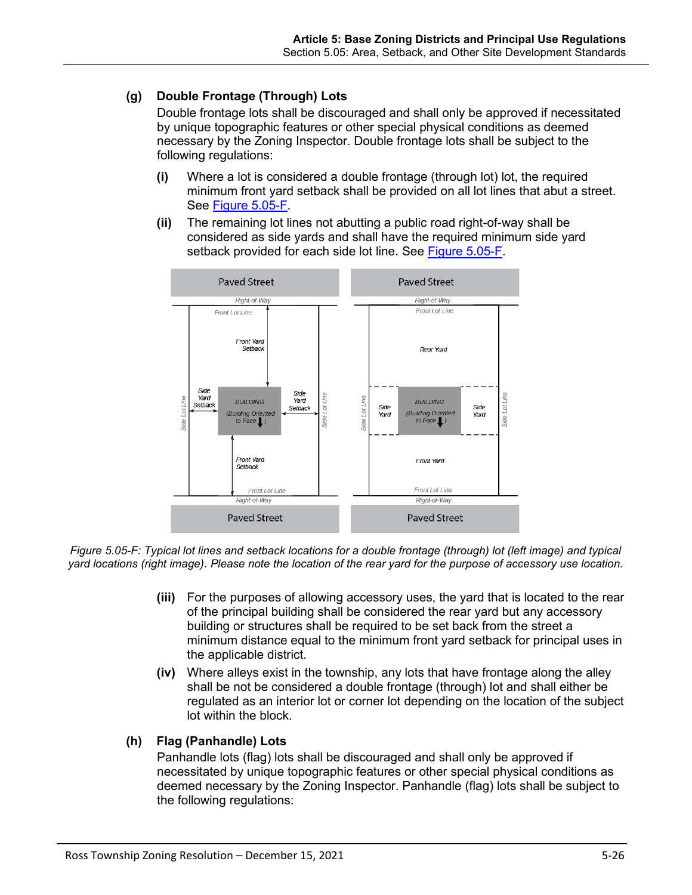**(g) Double Frontage (Through) Lots**

Double frontage lots shall be discouraged and shall only be approved if necessitated by unique topographic features or other special physical conditions as deemed necessary by the Zoning Inspector. Double frontage lots shall be subject to the following regulations:

**(i)** Where a lot is considered a double frontage (through lot) lot, the required minimum front yard setback shall be provided on all lot lines that abut a street. See Figure 5.05-F.

**(ii)** The remaining lot lines not abutting a public road right-of-way shall be considered as side yards and shall have the required minimum side yard setback provided for each side lot line. See Figure 5.05-F.

*Figure 5.05-F: Typical lot lines and setback locations for a double frontage (through) lot (left image) and typical yard locations (right image). Please note the location of the rear yard for the purpose of accessory use location.*

**(iii)** For the purposes of allowing accessory uses, the yard that is located to the rear of the principal building shall be considered the rear yard but any accessory building or structures shall be required to be set back from the street a minimum distance equal to the minimum front yard setback for principal uses in the applicable district.

**(iv)** Where alleys exist in the township, any lots that have frontage along the alley shall be not be considered a double frontage (through) lot and shall either be regulated as an interior lot or corner lot depending on the location of the subject lot within the block.

**(h) Flag (Panhandle) Lots**

Panhandle lots (flag) lots shall be discouraged and shall only be approved if necessitated by unique topographic features or other special physical conditions as deemed necessary by the Zoning Inspector. Panhandle (flag) lots shall be subject to the following regulations: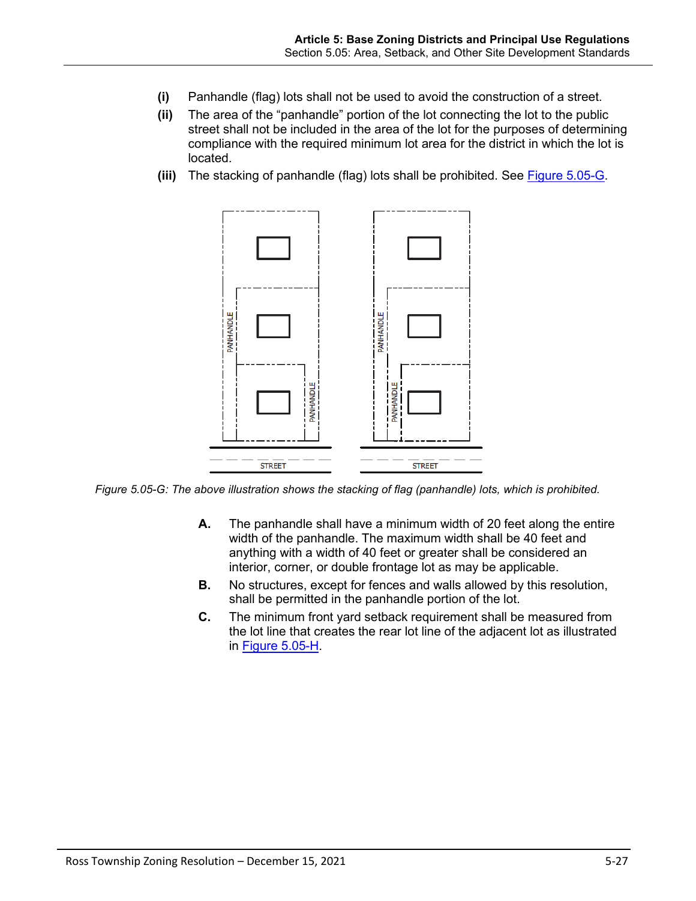**(i)** Panhandle (flag) lots shall not be used to avoid the construction of a street.

**(ii)** The area of the "panhandle" portion of the lot connecting the lot to the public street shall not be included in the area of the lot for the purposes of determining compliance with the required minimum lot area for the district in which the lot is located.

**(iii)** The stacking of panhandle (flag) lots shall be prohibited. See [Figure 5.05-G](#).

*Figure 5.05-G: The above illustration shows the stacking of flag (panhandle) lots, which is prohibited.*

**A.** The panhandle shall have a minimum width of 20 feet along the entire width of the panhandle. The maximum width shall be 40 feet and anything with a width of 40 feet or greater shall be considered an interior, corner, or double frontage lot as may be applicable.

**B.** No structures, except for fences and walls allowed by this resolution, shall be permitted in the panhandle portion of the lot.

**C.** The minimum front yard setback requirement shall be measured from the lot line that creates the rear lot line of the adjacent lot as illustrated in [Figure 5.05-H](#).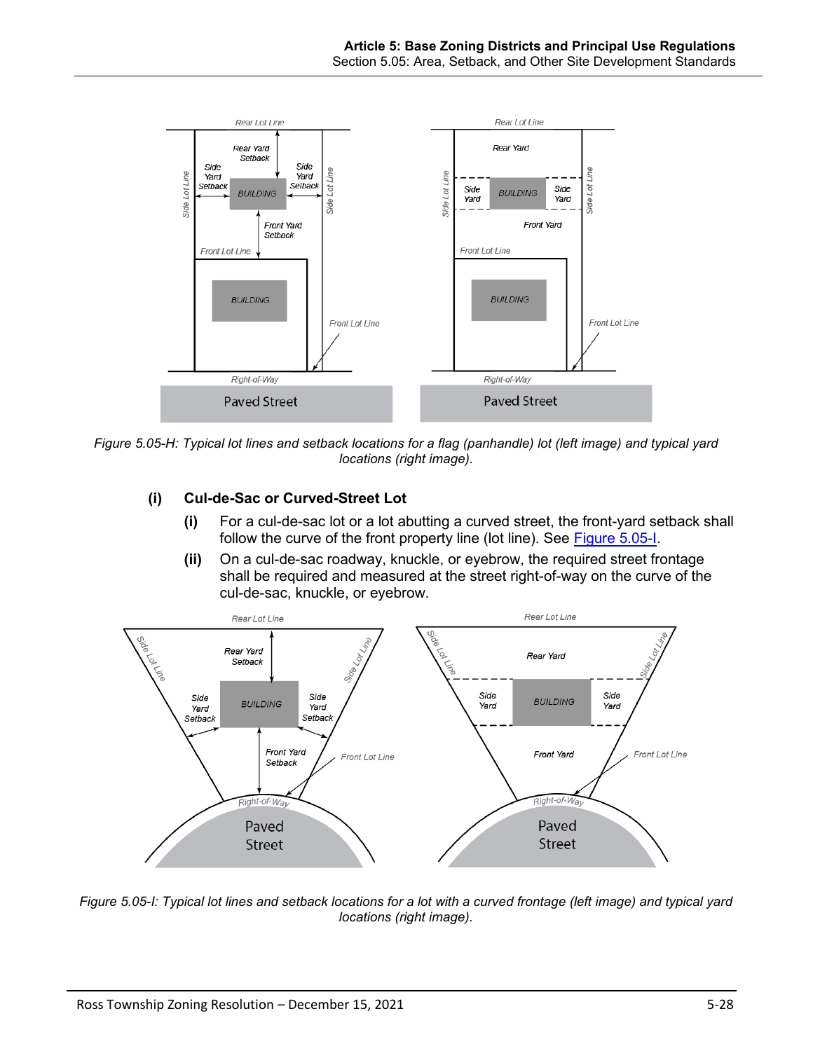Figure 5.05-H: Typical lot lines and setback locations for a flag (panhandle) lot (left image) and typical yard locations (right image).

**(i) Cul-de-Sac or Curved-Street Lot**

**(i)** For a cul-de-sac lot or a lot abutting a curved street, the front-yard setback shall follow the curve of the front property line (lot line). See Figure 5.05-I.

**(ii)** On a cul-de-sac roadway, knuckle, or eyebrow, the required street frontage shall be required and measured at the street right-of-way on the curve of the cul-de-sac, knuckle, or eyebrow.

Figure 5.05-I: Typical lot lines and setback locations for a lot with a curved frontage (left image) and typical yard locations (right image).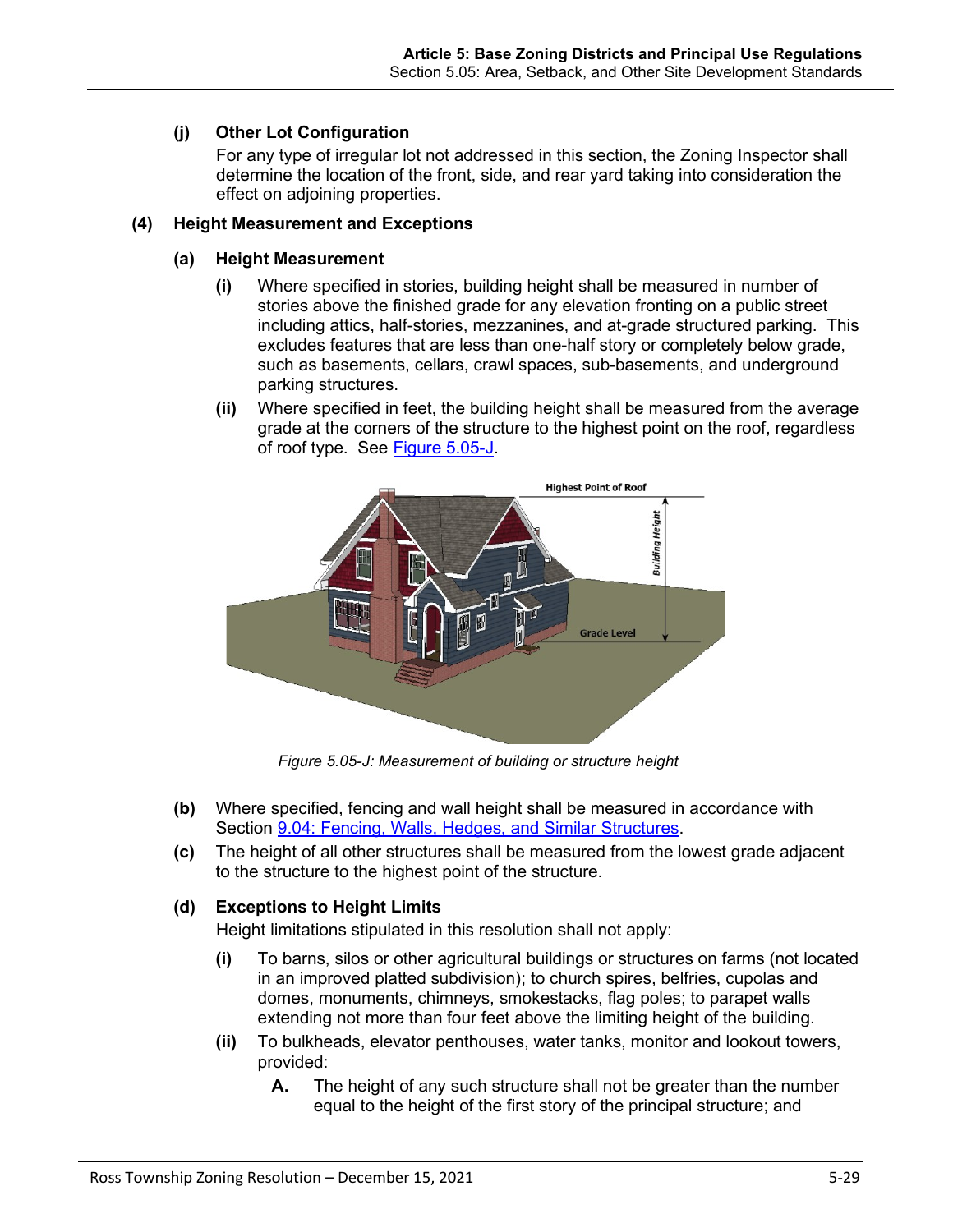#### (j) Other Lot Configuration

For any type of irregular lot not addressed in this section, the Zoning Inspector shall determine the location of the front, side, and rear yard taking into consideration the effect on adjoining properties.

### (4) Height Measurement and Exceptions

#### (a) Height Measurement

**(i)** Where specified in stories, building height shall be measured in number of stories above the finished grade for any elevation fronting on a public street including attics, half-stories, mezzanines, and at-grade structured parking. This excludes features that are less than one-half story or completely below grade, such as basements, cellars, crawl spaces, sub-basements, and underground parking structures.

**(ii)** Where specified in feet, the building height shall be measured from the average grade at the corners of the structure to the highest point on the roof, regardless of roof type. See [Figure 5.05-J](#).

*Figure 5.05-J: Measurement of building or structure height*

**(b)** Where specified, fencing and wall height shall be measured in accordance with Section [9.04: Fencing, Walls, Hedges, and Similar Structures](#).

**(c)** The height of all other structures shall be measured from the lowest grade adjacent to the structure to the highest point of the structure.

#### (d) Exceptions to Height Limits

Height limitations stipulated in this resolution shall not apply:

**(i)** To barns, silos or other agricultural buildings or structures on farms (not located in an improved platted subdivision); to church spires, belfries, cupolas and domes, monuments, chimneys, smokestacks, flag poles; to parapet walls extending not more than four feet above the limiting height of the building.

**(ii)** To bulkheads, elevator penthouses, water tanks, monitor and lookout towers, provided:

**A.** The height of any such structure shall not be greater than the number equal to the height of the first story of the principal structure; and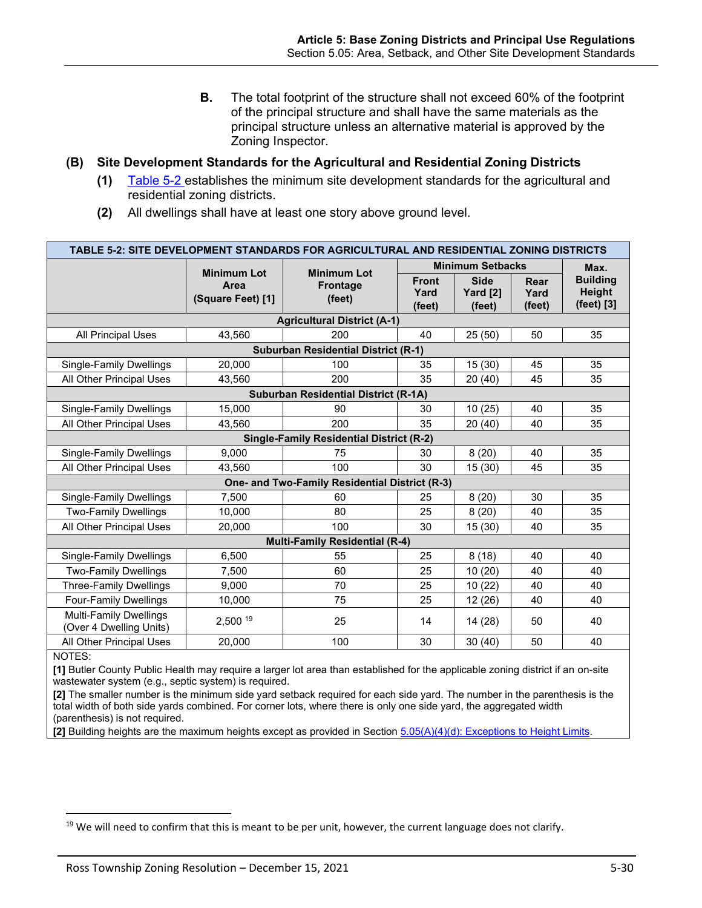**B.** The total footprint of the structure shall not exceed 60% of the footprint of the principal structure and shall have the same materials as the principal structure unless an alternative material is approved by the Zoning Inspector.

### (B) Site Development Standards for the Agricultural and Residential Zoning Districts

**(1)** Table 5-2 establishes the minimum site development standards for the agricultural and residential zoning districts.

**(2)** All dwellings shall have at least one story above ground level.

**TABLE 5-2: SITE DEVELOPMENT STANDARDS FOR AGRICULTURAL AND RESIDENTIAL ZONING DISTRICTS**

| | Minimum Lot Area (Square Feet) [1] | Minimum Lot Frontage (feet) | Minimum Setbacks | | | Max. Building Height (feet) [3] |
|---|---|---|---|---|---|---|
| | | | Front Yard (feet) | Side Yard [2] (feet) | Rear Yard (feet) | |
| **Agricultural District (A-1)** | | | | | | |
| All Principal Uses | 43,560 | 200 | 40 | 25 (50) | 50 | 35 |
| **Suburban Residential District (R-1)** | | | | | | |
| Single-Family Dwellings | 20,000 | 100 | 35 | 15 (30) | 45 | 35 |
| All Other Principal Uses | 43,560 | 200 | 35 | 20 (40) | 45 | 35 |
| **Suburban Residential District (R-1A)** | | | | | | |
| Single-Family Dwellings | 15,000 | 90 | 30 | 10 (25) | 40 | 35 |
| All Other Principal Uses | 43,560 | 200 | 35 | 20 (40) | 40 | 35 |
| **Single-Family Residential District (R-2)** | | | | | | |
| Single-Family Dwellings | 9,000 | 75 | 30 | 8 (20) | 40 | 35 |
| All Other Principal Uses | 43,560 | 100 | 30 | 15 (30) | 45 | 35 |
| **One- and Two-Family Residential District (R-3)** | | | | | | |
| Single-Family Dwellings | 7,500 | 60 | 25 | 8 (20) | 30 | 35 |
| Two-Family Dwellings | 10,000 | 80 | 25 | 8 (20) | 40 | 35 |
| All Other Principal Uses | 20,000 | 100 | 30 | 15 (30) | 40 | 35 |
| **Multi-Family Residential (R-4)** | | | | | | |
| Single-Family Dwellings | 6,500 | 55 | 25 | 8 (18) | 40 | 40 |
| Two-Family Dwellings | 7,500 | 60 | 25 | 10 (20) | 40 | 40 |
| Three-Family Dwellings | 9,000 | 70 | 25 | 10 (22) | 40 | 40 |
| Four-Family Dwellings | 10,000 | 75 | 25 | 12 (26) | 40 | 40 |
| Multi-Family Dwellings (Over 4 Dwelling Units) | 2,500 [19] | 25 | 14 | 14 (28) | 50 | 40 |
| All Other Principal Uses | 20,000 | 100 | 30 | 30 (40) | 50 | 40 |

NOTES:

**[1]** Butler County Public Health may require a larger lot area than established for the applicable zoning district if an on-site wastewater system (e.g., septic system) is required.

**[2]** The smaller number is the minimum side yard setback required for each side yard. The number in the parenthesis is the total width of both side yards combined. For corner lots, where there is only one side yard, the aggregated width (parenthesis) is not required.

**[2]** Building heights are the maximum heights except as provided in Section 5.05(A)(4)(d): Exceptions to Height Limits.

---

[19] We will need to confirm that this is meant to be per unit, however, the current language does not clarify.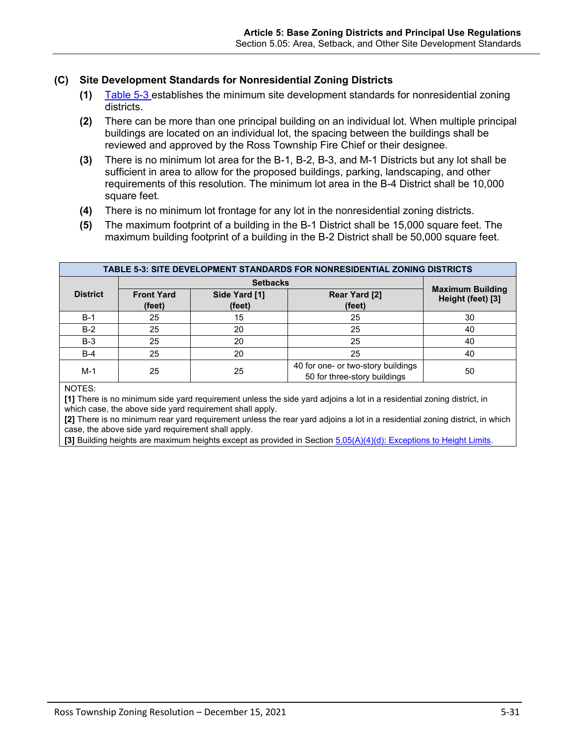### (C) Site Development Standards for Nonresidential Zoning Districts

**(1)** Table 5-3 establishes the minimum site development standards for nonresidential zoning districts.

**(2)** There can be more than one principal building on an individual lot. When multiple principal buildings are located on an individual lot, the spacing between the buildings shall be reviewed and approved by the Ross Township Fire Chief or their designee.

**(3)** There is no minimum lot area for the B-1, B-2, B-3, and M-1 Districts but any lot shall be sufficient in area to allow for the proposed buildings, parking, landscaping, and other requirements of this resolution. The minimum lot area in the B-4 District shall be 10,000 square feet.

**(4)** There is no minimum lot frontage for any lot in the nonresidential zoning districts.

**(5)** The maximum footprint of a building in the B-1 District shall be 15,000 square feet. The maximum building footprint of a building in the B-2 District shall be 50,000 square feet.

**TABLE 5-3: SITE DEVELOPMENT STANDARDS FOR NONRESIDENTIAL ZONING DISTRICTS**

| District | Setbacks | | | Maximum Building Height (feet) [3] |
|---|---|---|---|---|
| | Front Yard (feet) | Side Yard [1] (feet) | Rear Yard [2] (feet) | |
| B-1 | 25 | 15 | 25 | 30 |
| B-2 | 25 | 20 | 25 | 40 |
| B-3 | 25 | 20 | 25 | 40 |
| B-4 | 25 | 20 | 25 | 40 |
| M-1 | 25 | 25 | 40 for one- or two-story buildings<br>50 for three-story buildings | 50 |

NOTES:

**[1]** There is no minimum side yard requirement unless the side yard adjoins a lot in a residential zoning district, in which case, the above side yard requirement shall apply.

**[2]** There is no minimum rear yard requirement unless the rear yard adjoins a lot in a residential zoning district, in which case, the above side yard requirement shall apply.

**[3]** Building heights are maximum heights except as provided in Section 5.05(A)(4)(d): Exceptions to Height Limits.